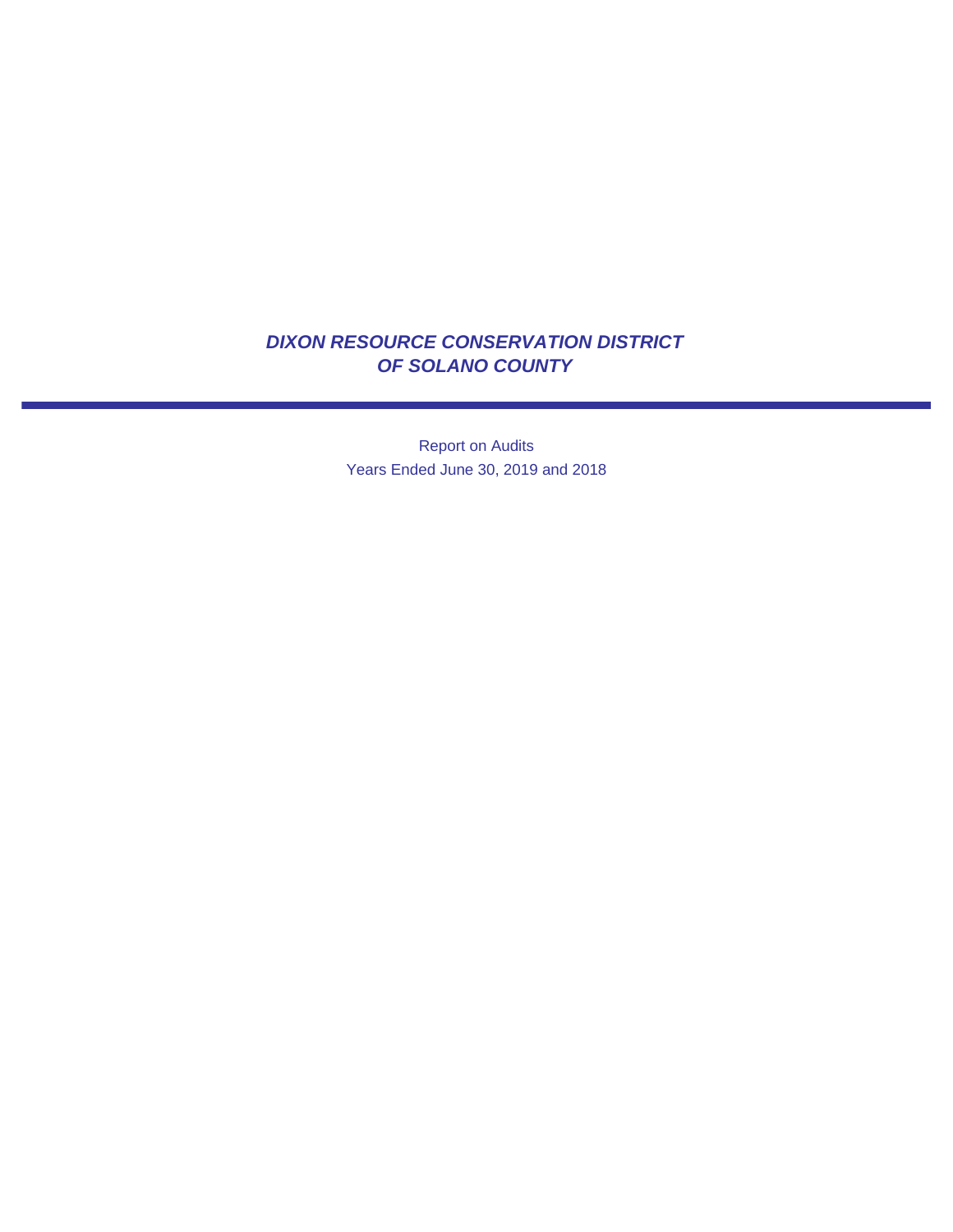# *DIXON RESOURCE CONSERVATION DISTRICT OF SOLANO COUNTY*

Report on Audits

Years Ended June 30, 2019 and 2018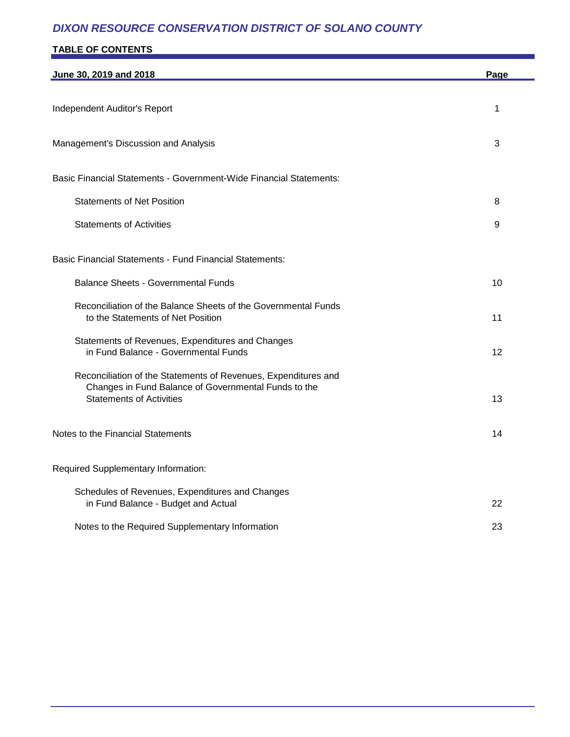# *DIXON RESOURCE CONSERVATION DISTRICT OF SOLANO COUNTY*

## TABLE OF CONTENTS

| June 30, 2019 and 2018 | Page |
|---|---|
| Independent Auditor's Report | 1 |
| Management's Discussion and Analysis | 3 |
| Basic Financial Statements - Government-Wide Financial Statements: | |
| Statements of Net Position | 8 |
| Statements of Activities | 9 |
| Basic Financial Statements - Fund Financial Statements: | |
| Balance Sheets - Governmental Funds | 10 |
| Reconciliation of the Balance Sheets of the Governmental Funds to the Statements of Net Position | 11 |
| Statements of Revenues, Expenditures and Changes in Fund Balance - Governmental Funds | 12 |
| Reconciliation of the Statements of Revenues, Expenditures and Changes in Fund Balance of Governmental Funds to the Statements of Activities | 13 |
| Notes to the Financial Statements | 14 |
| Required Supplementary Information: | |
| Schedules of Revenues, Expenditures and Changes in Fund Balance - Budget and Actual | 22 |
| Notes to the Required Supplementary Information | 23 |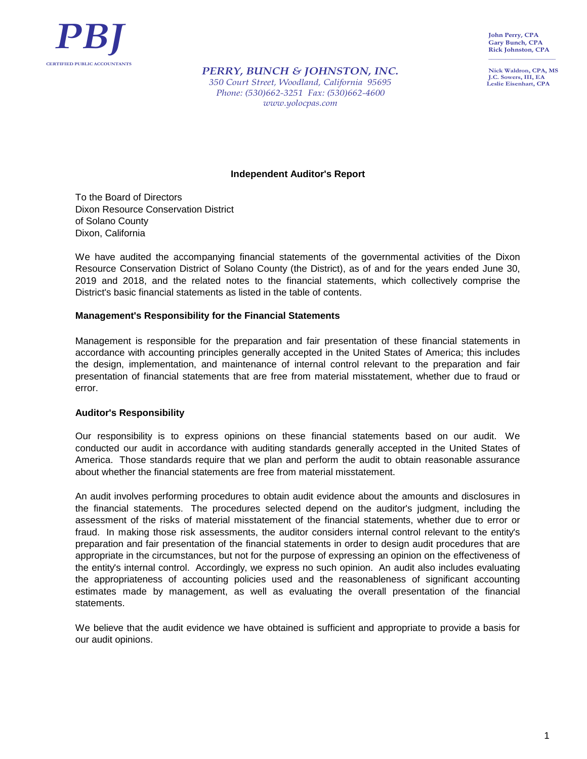**PBJ**

CERTIFIED PUBLIC ACCOUNTANTS

*PERRY, BUNCH & JOHNSTON, INC.*
*350 Court Street, Woodland, California 95695*
*Phone: (530)662-3251 Fax: (530)662-4600*
*www.yolocpas.com*

John Perry, CPA
Gary Bunch, CPA
Rick Johnston, CPA

Nick Waldron, CPA, MS
J.C. Sowers, III, EA
Leslie Eisenhart, CPA

## Independent Auditor's Report

To the Board of Directors
Dixon Resource Conservation District
of Solano County
Dixon, California

We have audited the accompanying financial statements of the governmental activities of the Dixon Resource Conservation District of Solano County (the District), as of and for the years ended June 30, 2019 and 2018, and the related notes to the financial statements, which collectively comprise the District's basic financial statements as listed in the table of contents.

### Management's Responsibility for the Financial Statements

Management is responsible for the preparation and fair presentation of these financial statements in accordance with accounting principles generally accepted in the United States of America; this includes the design, implementation, and maintenance of internal control relevant to the preparation and fair presentation of financial statements that are free from material misstatement, whether due to fraud or error.

### Auditor's Responsibility

Our responsibility is to express opinions on these financial statements based on our audit. We conducted our audit in accordance with auditing standards generally accepted in the United States of America. Those standards require that we plan and perform the audit to obtain reasonable assurance about whether the financial statements are free from material misstatement.

An audit involves performing procedures to obtain audit evidence about the amounts and disclosures in the financial statements. The procedures selected depend on the auditor's judgment, including the assessment of the risks of material misstatement of the financial statements, whether due to error or fraud. In making those risk assessments, the auditor considers internal control relevant to the entity's preparation and fair presentation of the financial statements in order to design audit procedures that are appropriate in the circumstances, but not for the purpose of expressing an opinion on the effectiveness of the entity's internal control. Accordingly, we express no such opinion. An audit also includes evaluating the appropriateness of accounting policies used and the reasonableness of significant accounting estimates made by management, as well as evaluating the overall presentation of the financial statements.

We believe that the audit evidence we have obtained is sufficient and appropriate to provide a basis for our audit opinions.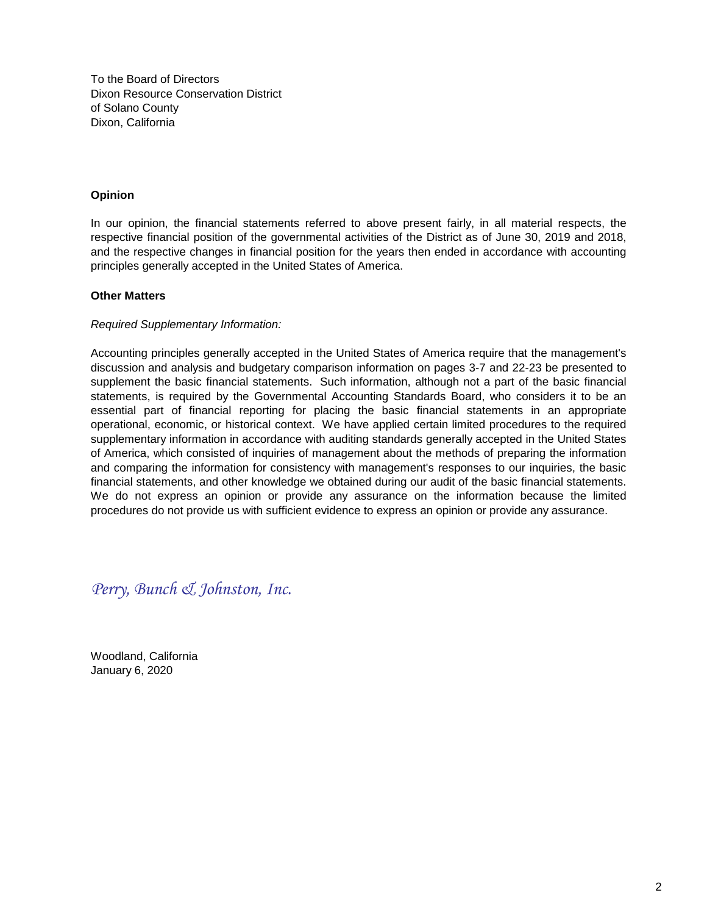To the Board of Directors
Dixon Resource Conservation District
of Solano County
Dixon, California

**Opinion**

In our opinion, the financial statements referred to above present fairly, in all material respects, the respective financial position of the governmental activities of the District as of June 30, 2019 and 2018, and the respective changes in financial position for the years then ended in accordance with accounting principles generally accepted in the United States of America.

**Other Matters**

*Required Supplementary Information:*

Accounting principles generally accepted in the United States of America require that the management's discussion and analysis and budgetary comparison information on pages 3-7 and 22-23 be presented to supplement the basic financial statements. Such information, although not a part of the basic financial statements, is required by the Governmental Accounting Standards Board, who considers it to be an essential part of financial reporting for placing the basic financial statements in an appropriate operational, economic, or historical context. We have applied certain limited procedures to the required supplementary information in accordance with auditing standards generally accepted in the United States of America, which consisted of inquiries of management about the methods of preparing the information and comparing the information for consistency with management's responses to our inquiries, the basic financial statements, and other knowledge we obtained during our audit of the basic financial statements. We do not express an opinion or provide any assurance on the information because the limited procedures do not provide us with sufficient evidence to express an opinion or provide any assurance.

*Perry, Bunch & Johnston, Inc.*

Woodland, California
January 6, 2020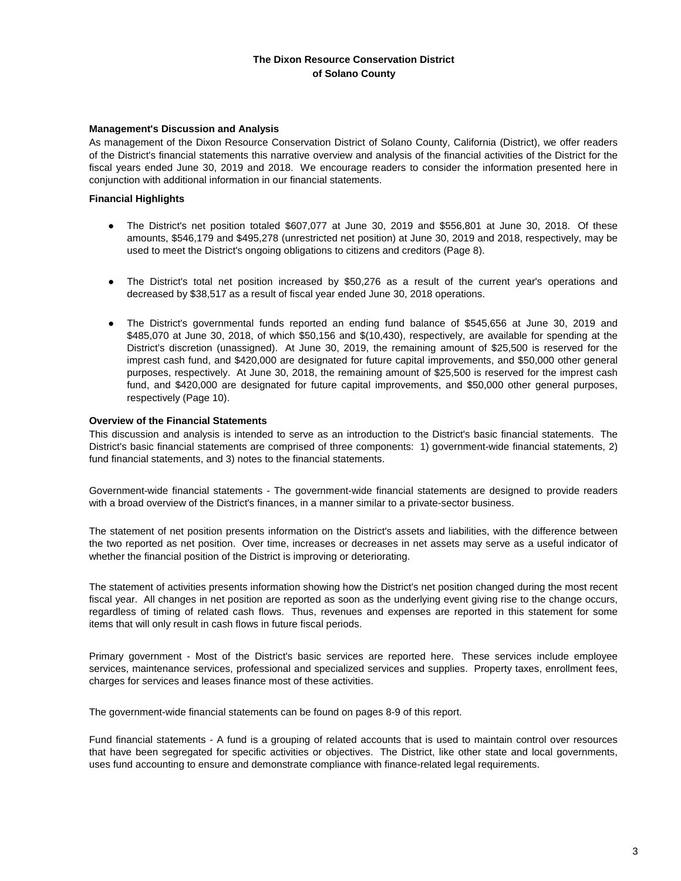**The Dixon Resource Conservation District of Solano County**

## Management's Discussion and Analysis

As management of the Dixon Resource Conservation District of Solano County, California (District), we offer readers of the District's financial statements this narrative overview and analysis of the financial activities of the District for the fiscal years ended June 30, 2019 and 2018. We encourage readers to consider the information presented here in conjunction with additional information in our financial statements.

### Financial Highlights

- The District's net position totaled $607,077 at June 30, 2019 and $556,801 at June 30, 2018. Of these amounts, $546,179 and $495,278 (unrestricted net position) at June 30, 2019 and 2018, respectively, may be used to meet the District's ongoing obligations to citizens and creditors (Page 8).

- The District's total net position increased by $50,276 as a result of the current year's operations and decreased by $38,517 as a result of fiscal year ended June 30, 2018 operations.

- The District's governmental funds reported an ending fund balance of $545,656 at June 30, 2019 and $485,070 at June 30, 2018, of which $50,156 and $(10,430), respectively, are available for spending at the District's discretion (unassigned). At June 30, 2019, the remaining amount of $25,500 is reserved for the imprest cash fund, and $420,000 are designated for future capital improvements, and $50,000 other general purposes, respectively. At June 30, 2018, the remaining amount of $25,500 is reserved for the imprest cash fund, and $420,000 are designated for future capital improvements, and $50,000 other general purposes, respectively (Page 10).

### Overview of the Financial Statements

This discussion and analysis is intended to serve as an introduction to the District's basic financial statements. The District's basic financial statements are comprised of three components: 1) government-wide financial statements, 2) fund financial statements, and 3) notes to the financial statements.

Government-wide financial statements - The government-wide financial statements are designed to provide readers with a broad overview of the District's finances, in a manner similar to a private-sector business.

The statement of net position presents information on the District's assets and liabilities, with the difference between the two reported as net position. Over time, increases or decreases in net assets may serve as a useful indicator of whether the financial position of the District is improving or deteriorating.

The statement of activities presents information showing how the District's net position changed during the most recent fiscal year. All changes in net position are reported as soon as the underlying event giving rise to the change occurs, regardless of timing of related cash flows. Thus, revenues and expenses are reported in this statement for some items that will only result in cash flows in future fiscal periods.

Primary government - Most of the District's basic services are reported here. These services include employee services, maintenance services, professional and specialized services and supplies. Property taxes, enrollment fees, charges for services and leases finance most of these activities.

The government-wide financial statements can be found on pages 8-9 of this report.

Fund financial statements - A fund is a grouping of related accounts that is used to maintain control over resources that have been segregated for specific activities or objectives. The District, like other state and local governments, uses fund accounting to ensure and demonstrate compliance with finance-related legal requirements.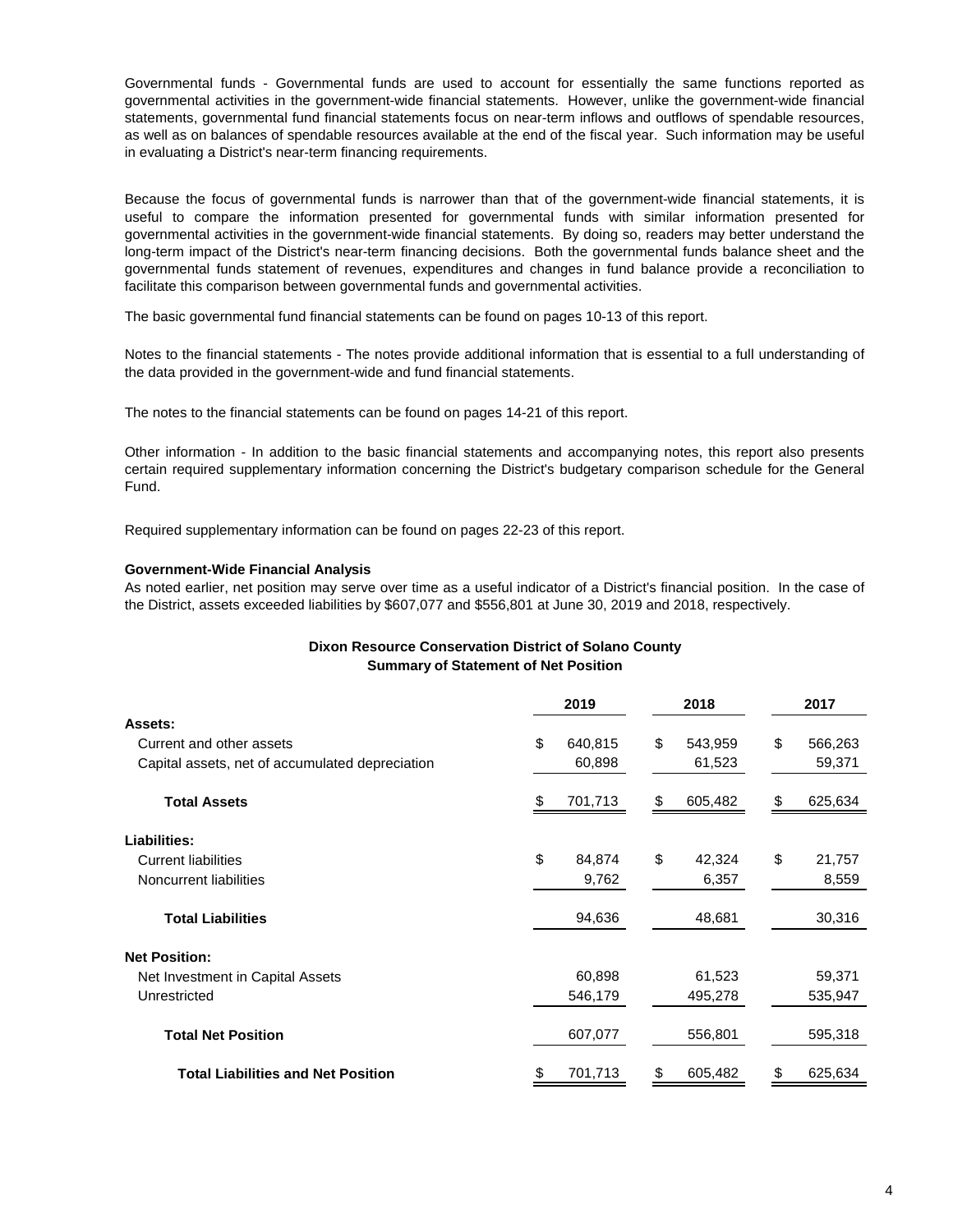Governmental funds - Governmental funds are used to account for essentially the same functions reported as governmental activities in the government-wide financial statements. However, unlike the government-wide financial statements, governmental fund financial statements focus on near-term inflows and outflows of spendable resources, as well as on balances of spendable resources available at the end of the fiscal year. Such information may be useful in evaluating a District's near-term financing requirements.

Because the focus of governmental funds is narrower than that of the government-wide financial statements, it is useful to compare the information presented for governmental funds with similar information presented for governmental activities in the government-wide financial statements. By doing so, readers may better understand the long-term impact of the District's near-term financing decisions. Both the governmental funds balance sheet and the governmental funds statement of revenues, expenditures and changes in fund balance provide a reconciliation to facilitate this comparison between governmental funds and governmental activities.

The basic governmental fund financial statements can be found on pages 10-13 of this report.

Notes to the financial statements - The notes provide additional information that is essential to a full understanding of the data provided in the government-wide and fund financial statements.

The notes to the financial statements can be found on pages 14-21 of this report.

Other information - In addition to the basic financial statements and accompanying notes, this report also presents certain required supplementary information concerning the District's budgetary comparison schedule for the General Fund.

Required supplementary information can be found on pages 22-23 of this report.

**Government-Wide Financial Analysis**

As noted earlier, net position may serve over time as a useful indicator of a District's financial position. In the case of the District, assets exceeded liabilities by $607,077 and $556,801 at June 30, 2019 and 2018, respectively.

**Dixon Resource Conservation District of Solano County**
**Summary of Statement of Net Position**

| | 2019 | 2018 | 2017 |
|---|---|---|---|
| **Assets:** | | | |
| Current and other assets | $ 640,815 | $ 543,959 | $ 566,263 |
| Capital assets, net of accumulated depreciation | 60,898 | 61,523 | 59,371 |
| **Total Assets** | $ 701,713 | $ 605,482 | $ 625,634 |
| **Liabilities:** | | | |
| Current liabilities | $ 84,874 | $ 42,324 | $ 21,757 |
| Noncurrent liabilities | 9,762 | 6,357 | 8,559 |
| **Total Liabilities** | 94,636 | 48,681 | 30,316 |
| **Net Position:** | | | |
| Net Investment in Capital Assets | 60,898 | 61,523 | 59,371 |
| Unrestricted | 546,179 | 495,278 | 535,947 |
| **Total Net Position** | 607,077 | 556,801 | 595,318 |
| **Total Liabilities and Net Position** | $ 701,713 | $ 605,482 | $ 625,634 |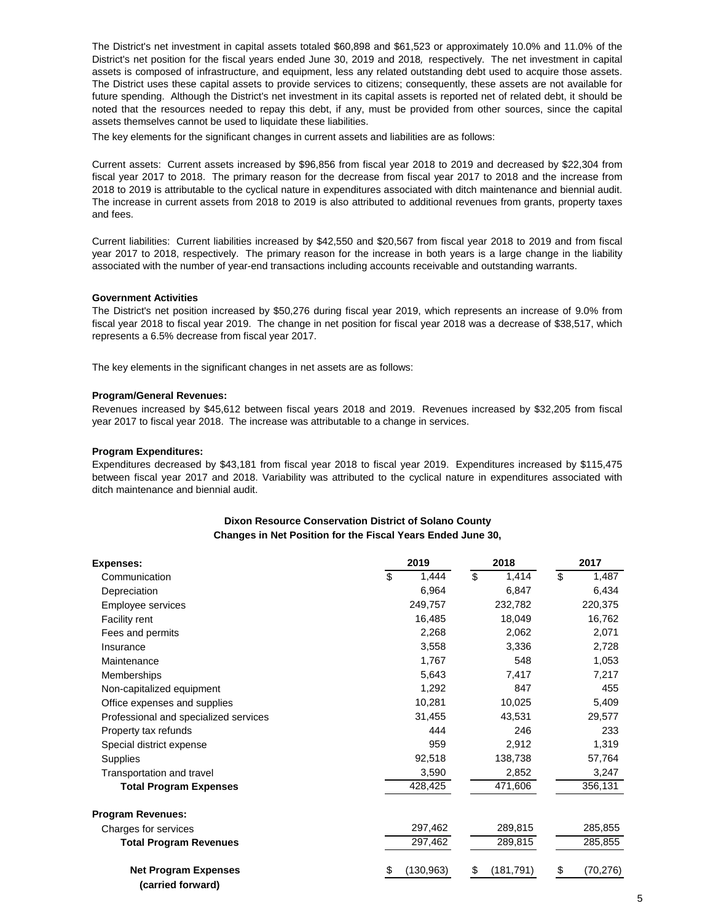The District's net investment in capital assets totaled $60,898 and $61,523 or approximately 10.0% and 11.0% of the District's net position for the fiscal years ended June 30, 2019 and 2018*,* respectively. The net investment in capital assets is composed of infrastructure, and equipment, less any related outstanding debt used to acquire those assets. The District uses these capital assets to provide services to citizens; consequently, these assets are not available for future spending. Although the District's net investment in its capital assets is reported net of related debt, it should be noted that the resources needed to repay this debt, if any, must be provided from other sources, since the capital assets themselves cannot be used to liquidate these liabilities.

The key elements for the significant changes in current assets and liabilities are as follows:

Current assets: Current assets increased by $96,856 from fiscal year 2018 to 2019 and decreased by $22,304 from fiscal year 2017 to 2018. The primary reason for the decrease from fiscal year 2017 to 2018 and the increase from 2018 to 2019 is attributable to the cyclical nature in expenditures associated with ditch maintenance and biennial audit. The increase in current assets from 2018 to 2019 is also attributed to additional revenues from grants, property taxes and fees.

Current liabilities: Current liabilities increased by $42,550 and $20,567 from fiscal year 2018 to 2019 and from fiscal year 2017 to 2018, respectively. The primary reason for the increase in both years is a large change in the liability associated with the number of year-end transactions including accounts receivable and outstanding warrants.

**Government Activities**

The District's net position increased by $50,276 during fiscal year 2019, which represents an increase of 9.0% from fiscal year 2018 to fiscal year 2019. The change in net position for fiscal year 2018 was a decrease of $38,517, which represents a 6.5% decrease from fiscal year 2017.

The key elements in the significant changes in net assets are as follows:

**Program/General Revenues:**

Revenues increased by $45,612 between fiscal years 2018 and 2019. Revenues increased by $32,205 from fiscal year 2017 to fiscal year 2018. The increase was attributable to a change in services.

**Program Expenditures:**

Expenditures decreased by $43,181 from fiscal year 2018 to fiscal year 2019. Expenditures increased by $115,475 between fiscal year 2017 and 2018. Variability was attributed to the cyclical nature in expenditures associated with ditch maintenance and biennial audit.

**Dixon Resource Conservation District of Solano County**

**Changes in Net Position for the Fiscal Years Ended June 30,**

| **Expenses:** | **2019** | **2018** | **2017** |
|---|---|---|---|
| Communication | $ 1,444 | $ 1,414 | $ 1,487 |
| Depreciation | 6,964 | 6,847 | 6,434 |
| Employee services | 249,757 | 232,782 | 220,375 |
| Facility rent | 16,485 | 18,049 | 16,762 |
| Fees and permits | 2,268 | 2,062 | 2,071 |
| Insurance | 3,558 | 3,336 | 2,728 |
| Maintenance | 1,767 | 548 | 1,053 |
| Memberships | 5,643 | 7,417 | 7,217 |
| Non-capitalized equipment | 1,292 | 847 | 455 |
| Office expenses and supplies | 10,281 | 10,025 | 5,409 |
| Professional and specialized services | 31,455 | 43,531 | 29,577 |
| Property tax refunds | 444 | 246 | 233 |
| Special district expense | 959 | 2,912 | 1,319 |
| Supplies | 92,518 | 138,738 | 57,764 |
| Transportation and travel | 3,590 | 2,852 | 3,247 |
| **Total Program Expenses** | 428,425 | 471,606 | 356,131 |
| **Program Revenues:** | | | |
| Charges for services | 297,462 | 289,815 | 285,855 |
| **Total Program Revenues** | 297,462 | 289,815 | 285,855 |
| **Net Program Expenses (carried forward)** | $ (130,963) | $ (181,791) | $ (70,276) |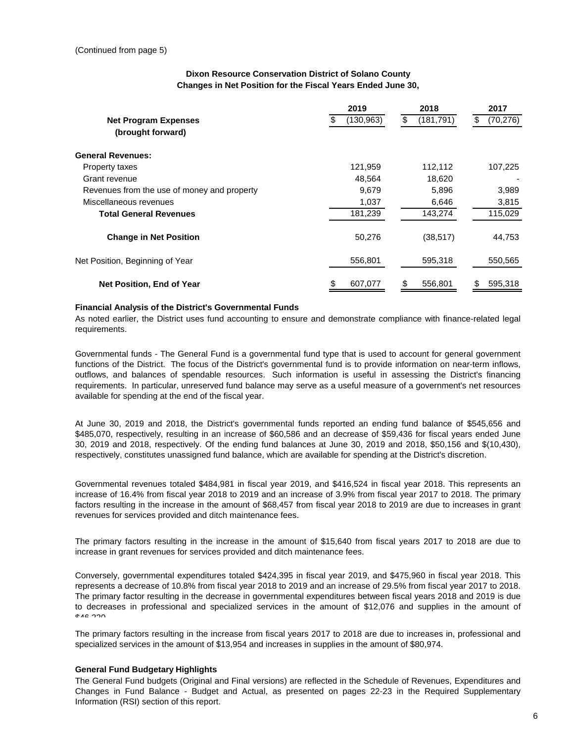(Continued from page 5)

**Dixon Resource Conservation District of Solano County**
**Changes in Net Position for the Fiscal Years Ended June 30,**

| | 2019 | 2018 | 2017 |
|---|---|---|---|
| **Net Program Expenses (brought forward)** | $ (130,963) | $ (181,791) | $ (70,276) |
| **General Revenues:** | | | |
| Property taxes | 121,959 | 112,112 | 107,225 |
| Grant revenue | 48,564 | 18,620 | - |
| Revenues from the use of money and property | 9,679 | 5,896 | 3,989 |
| Miscellaneous revenues | 1,037 | 6,646 | 3,815 |
| **Total General Revenues** | 181,239 | 143,274 | 115,029 |
| **Change in Net Position** | 50,276 | (38,517) | 44,753 |
| Net Position, Beginning of Year | 556,801 | 595,318 | 550,565 |
| **Net Position, End of Year** | $ 607,077 | $ 556,801 | $ 595,318 |

**Financial Analysis of the District's Governmental Funds**

As noted earlier, the District uses fund accounting to ensure and demonstrate compliance with finance-related legal requirements.

Governmental funds - The General Fund is a governmental fund type that is used to account for general government functions of the District. The focus of the District's governmental fund is to provide information on near-term inflows, outflows, and balances of spendable resources. Such information is useful in assessing the District's financing requirements. In particular, unreserved fund balance may serve as a useful measure of a government's net resources available for spending at the end of the fiscal year.

At June 30, 2019 and 2018, the District's governmental funds reported an ending fund balance of $545,656 and $485,070, respectively, resulting in an increase of $60,586 and an decrease of $59,436 for fiscal years ended June 30, 2019 and 2018, respectively. Of the ending fund balances at June 30, 2019 and 2018, $50,156 and $(10,430), respectively, constitutes unassigned fund balance, which are available for spending at the District's discretion.

Governmental revenues totaled $484,981 in fiscal year 2019, and $416,524 in fiscal year 2018. This represents an increase of 16.4% from fiscal year 2018 to 2019 and an increase of 3.9% from fiscal year 2017 to 2018. The primary factors resulting in the increase in the amount of $68,457 from fiscal year 2018 to 2019 are due to increases in grant revenues for services provided and ditch maintenance fees.

The primary factors resulting in the increase in the amount of $15,640 from fiscal years 2017 to 2018 are due to increase in grant revenues for services provided and ditch maintenance fees.

Conversely, governmental expenditures totaled $424,395 in fiscal year 2019, and $475,960 in fiscal year 2018. This represents a decrease of 10.8% from fiscal year 2018 to 2019 and an increase of 29.5% from fiscal year 2017 to 2018. The primary factor resulting in the decrease in governmental expenditures between fiscal years 2018 and 2019 is due to decreases in professional and specialized services in the amount of $12,076 and supplies in the amount of $46,220

The primary factors resulting in the increase from fiscal years 2017 to 2018 are due to increases in, professional and specialized services in the amount of $13,954 and increases in supplies in the amount of $80,974.

**General Fund Budgetary Highlights**

The General Fund budgets (Original and Final versions) are reflected in the Schedule of Revenues, Expenditures and Changes in Fund Balance - Budget and Actual, as presented on pages 22-23 in the Required Supplementary Information (RSI) section of this report.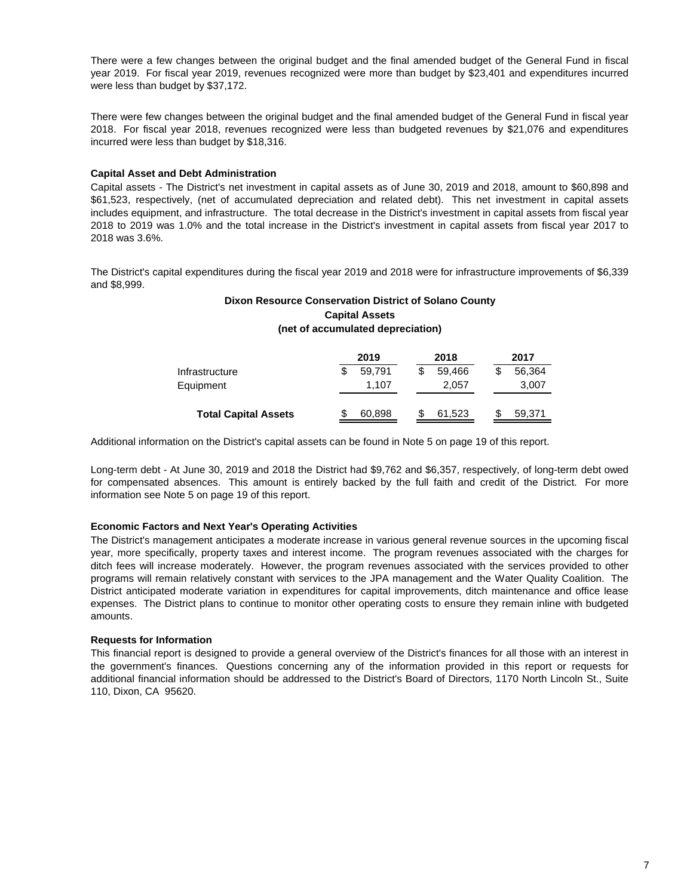There were a few changes between the original budget and the final amended budget of the General Fund in fiscal year 2019. For fiscal year 2019, revenues recognized were more than budget by $23,401 and expenditures incurred were less than budget by $37,172.

There were few changes between the original budget and the final amended budget of the General Fund in fiscal year 2018. For fiscal year 2018, revenues recognized were less than budgeted revenues by $21,076 and expenditures incurred were less than budget by $18,316.

### Capital Asset and Debt Administration

Capital assets - The District's net investment in capital assets as of June 30, 2019 and 2018, amount to $60,898 and $61,523, respectively, (net of accumulated depreciation and related debt). This net investment in capital assets includes equipment, and infrastructure. The total decrease in the District's investment in capital assets from fiscal year 2018 to 2019 was 1.0% and the total increase in the District's investment in capital assets from fiscal year 2017 to 2018 was 3.6%.

The District's capital expenditures during the fiscal year 2019 and 2018 were for infrastructure improvements of $6,339 and $8,999.

**Dixon Resource Conservation District of Solano County**
**Capital Assets**
**(net of accumulated depreciation)**

| | 2019 | 2018 | 2017 |
|---|---|---|---|
| Infrastructure | $ 59,791 | $ 59,466 | $ 56,364 |
| Equipment | 1,107 | 2,057 | 3,007 |
| **Total Capital Assets** | $ 60,898 | $ 61,523 | $ 59,371 |

Additional information on the District's capital assets can be found in Note 5 on page 19 of this report.

Long-term debt - At June 30, 2019 and 2018 the District had $9,762 and $6,357, respectively, of long-term debt owed for compensated absences. This amount is entirely backed by the full faith and credit of the District. For more information see Note 5 on page 19 of this report.

### Economic Factors and Next Year's Operating Activities

The District's management anticipates a moderate increase in various general revenue sources in the upcoming fiscal year, more specifically, property taxes and interest income. The program revenues associated with the charges for ditch fees will increase moderately. However, the program revenues associated with the services provided to other programs will remain relatively constant with services to the JPA management and the Water Quality Coalition. The District anticipated moderate variation in expenditures for capital improvements, ditch maintenance and office lease expenses. The District plans to continue to monitor other operating costs to ensure they remain inline with budgeted amounts.

### Requests for Information

This financial report is designed to provide a general overview of the District's finances for all those with an interest in the government's finances. Questions concerning any of the information provided in this report or requests for additional financial information should be addressed to the District's Board of Directors, 1170 North Lincoln St., Suite 110, Dixon, CA 95620.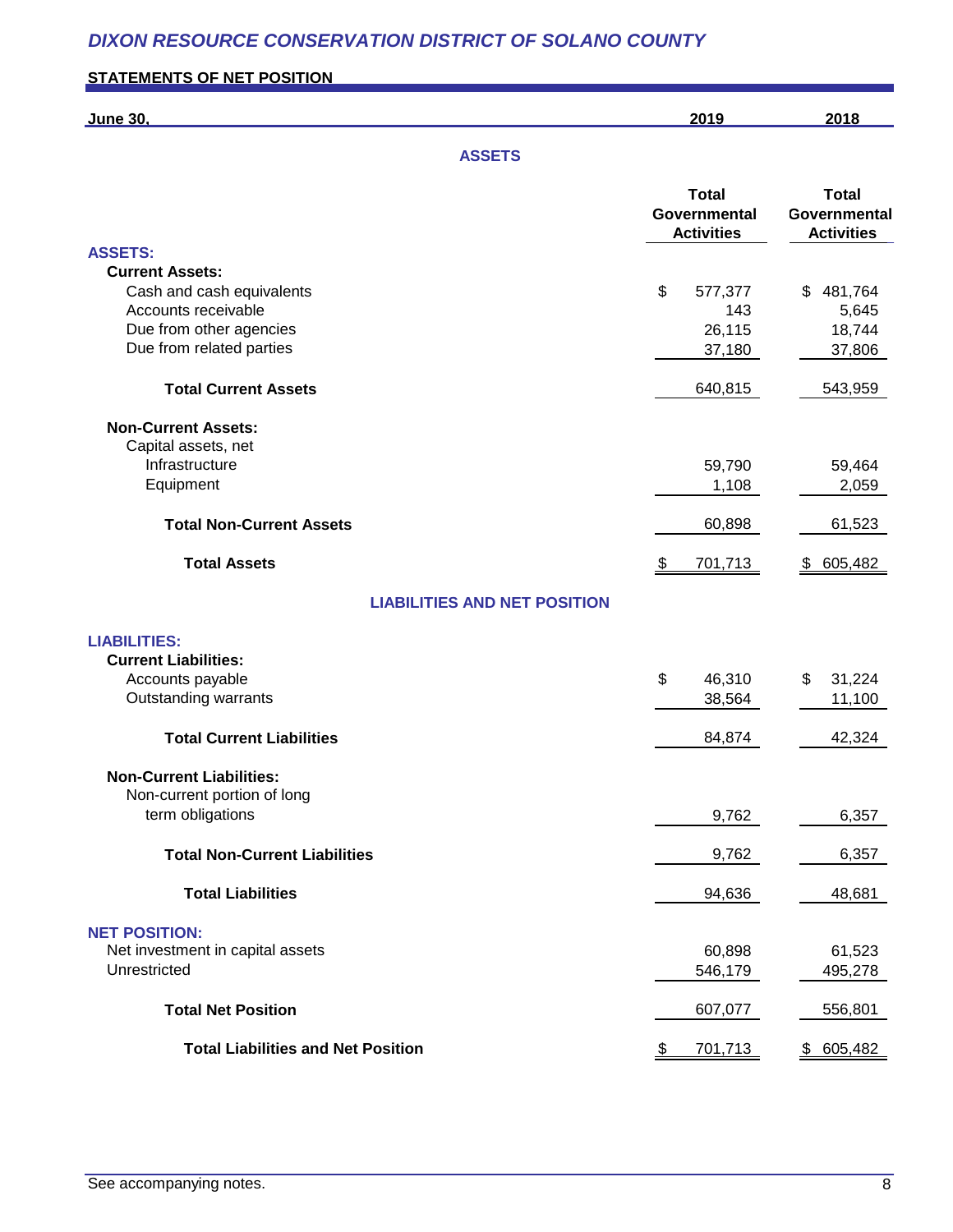# DIXON RESOURCE CONSERVATION DISTRICT OF SOLANO COUNTY

## STATEMENTS OF NET POSITION

| June 30, | 2019 | 2018 |
|---|---|---|
| **ASSETS** | | |
| | **Total Governmental Activities** | **Total Governmental Activities** |
| **ASSETS:** | | |
| **Current Assets:** | | |
| Cash and cash equivalents | $ 577,377 | $ 481,764 |
| Accounts receivable | 143 | 5,645 |
| Due from other agencies | 26,115 | 18,744 |
| Due from related parties | 37,180 | 37,806 |
| **Total Current Assets** | 640,815 | 543,959 |
| **Non-Current Assets:** | | |
| Capital assets, net | | |
| Infrastructure | 59,790 | 59,464 |
| Equipment | 1,108 | 2,059 |
| **Total Non-Current Assets** | 60,898 | 61,523 |
| **Total Assets** | $ 701,713 | $ 605,482 |
| **LIABILITIES AND NET POSITION** | | |
| **LIABILITIES:** | | |
| **Current Liabilities:** | | |
| Accounts payable | $ 46,310 | $ 31,224 |
| Outstanding warrants | 38,564 | 11,100 |
| **Total Current Liabilities** | 84,874 | 42,324 |
| **Non-Current Liabilities:** | | |
| Non-current portion of long term obligations | 9,762 | 6,357 |
| **Total Non-Current Liabilities** | 9,762 | 6,357 |
| **Total Liabilities** | 94,636 | 48,681 |
| **NET POSITION:** | | |
| Net investment in capital assets | 60,898 | 61,523 |
| Unrestricted | 546,179 | 495,278 |
| **Total Net Position** | 607,077 | 556,801 |
| **Total Liabilities and Net Position** | $ 701,713 | $ 605,482 |

See accompanying notes.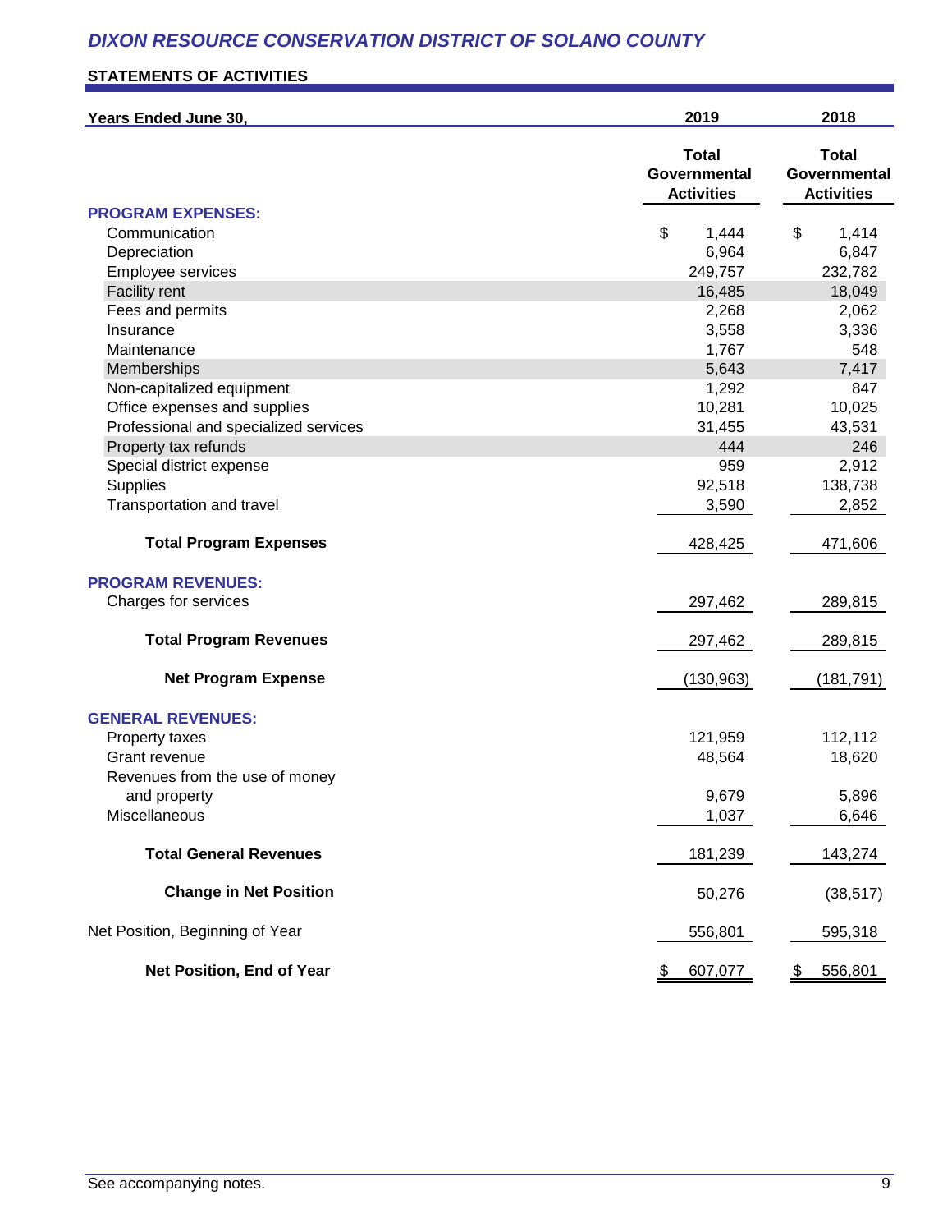## DIXON RESOURCE CONSERVATION DISTRICT OF SOLANO COUNTY

### STATEMENTS OF ACTIVITIES

| Years Ended June 30, | 2019 | 2018 |
|---|---|---|
| | Total Governmental Activities | Total Governmental Activities |
| **PROGRAM EXPENSES:** | | |
| Communication | $ 1,444 | $ 1,414 |
| Depreciation | 6,964 | 6,847 |
| Employee services | 249,757 | 232,782 |
| Facility rent | 16,485 | 18,049 |
| Fees and permits | 2,268 | 2,062 |
| Insurance | 3,558 | 3,336 |
| Maintenance | 1,767 | 548 |
| Memberships | 5,643 | 7,417 |
| Non-capitalized equipment | 1,292 | 847 |
| Office expenses and supplies | 10,281 | 10,025 |
| Professional and specialized services | 31,455 | 43,531 |
| Property tax refunds | 444 | 246 |
| Special district expense | 959 | 2,912 |
| Supplies | 92,518 | 138,738 |
| Transportation and travel | 3,590 | 2,852 |
| **Total Program Expenses** | 428,425 | 471,606 |
| **PROGRAM REVENUES:** | | |
| Charges for services | 297,462 | 289,815 |
| **Total Program Revenues** | 297,462 | 289,815 |
| **Net Program Expense** | (130,963) | (181,791) |
| **GENERAL REVENUES:** | | |
| Property taxes | 121,959 | 112,112 |
| Grant revenue | 48,564 | 18,620 |
| Revenues from the use of money and property | 9,679 | 5,896 |
| Miscellaneous | 1,037 | 6,646 |
| **Total General Revenues** | 181,239 | 143,274 |
| **Change in Net Position** | 50,276 | (38,517) |
| Net Position, Beginning of Year | 556,801 | 595,318 |
| **Net Position, End of Year** | $ 607,077 | $ 556,801 |

See accompanying notes.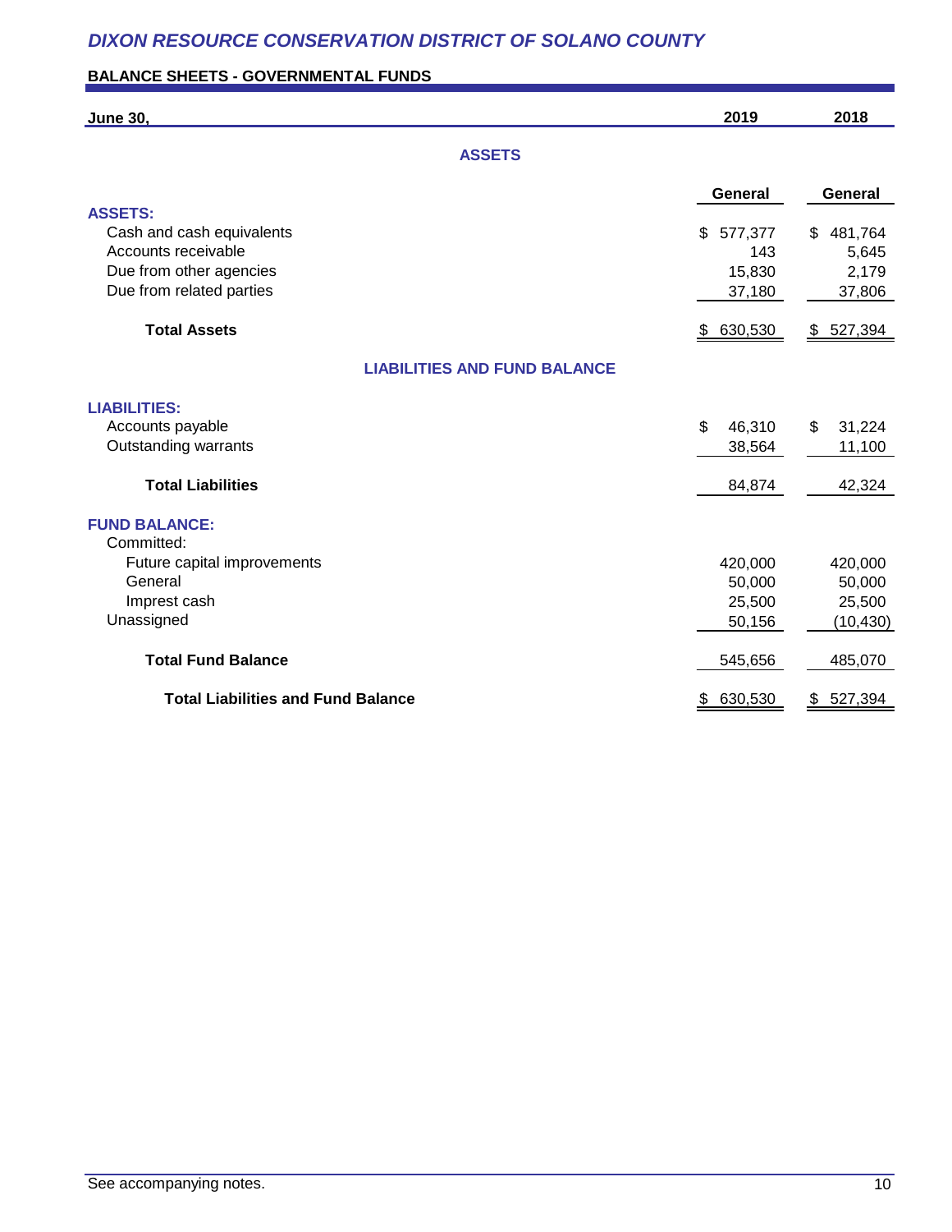# DIXON RESOURCE CONSERVATION DISTRICT OF SOLANO COUNTY

## BALANCE SHEETS - GOVERNMENTAL FUNDS

| June 30, | 2019 | 2018 |
|---|---|---|
| **ASSETS** | | |
| | **General** | **General** |
| **ASSETS:** | | |
| Cash and cash equivalents | $ 577,377 | $ 481,764 |
| Accounts receivable | 143 | 5,645 |
| Due from other agencies | 15,830 | 2,179 |
| Due from related parties | 37,180 | 37,806 |
| **Total Assets** | $ 630,530 | $ 527,394 |
| **LIABILITIES AND FUND BALANCE** | | |
| **LIABILITIES:** | | |
| Accounts payable | $ 46,310 | $ 31,224 |
| Outstanding warrants | 38,564 | 11,100 |
| **Total Liabilities** | 84,874 | 42,324 |
| **FUND BALANCE:** | | |
| Committed: | | |
| Future capital improvements | 420,000 | 420,000 |
| General | 50,000 | 50,000 |
| Imprest cash | 25,500 | 25,500 |
| Unassigned | 50,156 | (10,430) |
| **Total Fund Balance** | 545,656 | 485,070 |
| **Total Liabilities and Fund Balance** | $ 630,530 | $ 527,394 |

See accompanying notes.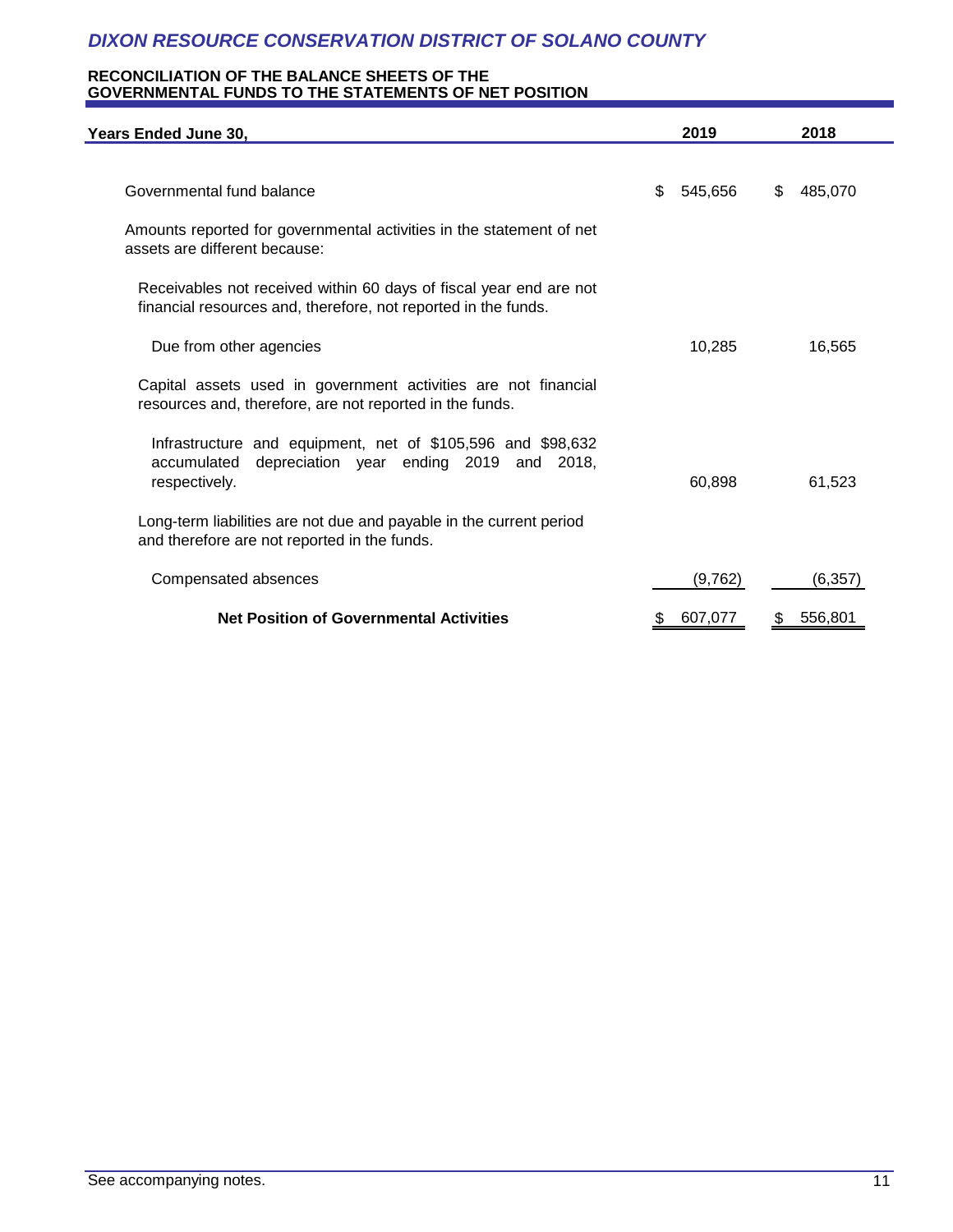# DIXON RESOURCE CONSERVATION DISTRICT OF SOLANO COUNTY

## RECONCILIATION OF THE BALANCE SHEETS OF THE GOVERNMENTAL FUNDS TO THE STATEMENTS OF NET POSITION

| Years Ended June 30, | 2019 | 2018 |
|---|---|---|
| Governmental fund balance | $ 545,656 | $ 485,070 |
| Amounts reported for governmental activities in the statement of net assets are different because: | | |
| Receivables not received within 60 days of fiscal year end are not financial resources and, therefore, not reported in the funds. | | |
| Due from other agencies | 10,285 | 16,565 |
| Capital assets used in government activities are not financial resources and, therefore, are not reported in the funds. | | |
| Infrastructure and equipment, net of $105,596 and $98,632 accumulated depreciation year ending 2019 and 2018, respectively. | 60,898 | 61,523 |
| Long-term liabilities are not due and payable in the current period and therefore are not reported in the funds. | | |
| Compensated absences | (9,762) | (6,357) |
| **Net Position of Governmental Activities** | $ 607,077 | $ 556,801 |

See accompanying notes.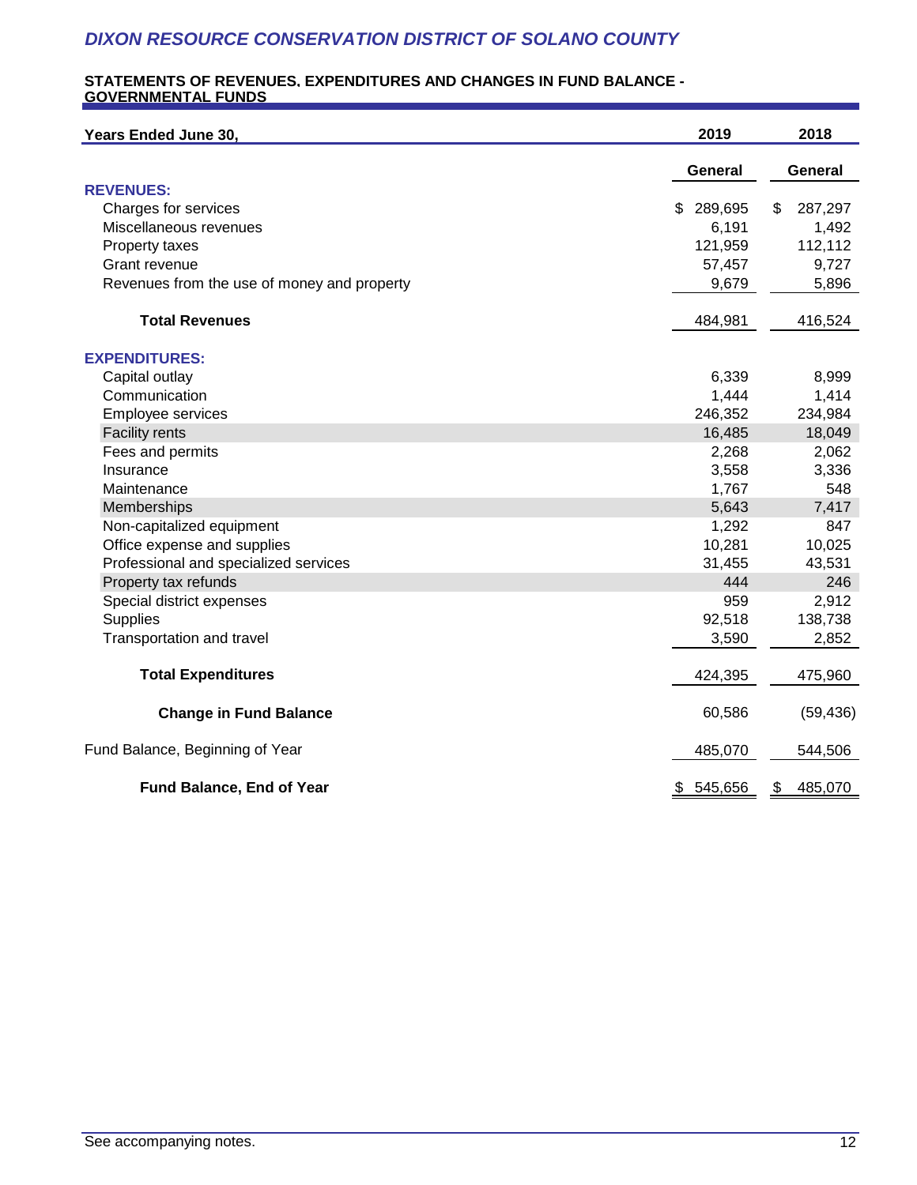# DIXON RESOURCE CONSERVATION DISTRICT OF SOLANO COUNTY

## STATEMENTS OF REVENUES, EXPENDITURES AND CHANGES IN FUND BALANCE - GOVERNMENTAL FUNDS

| Years Ended June 30, | 2019 | 2018 |
|---|---|---|
| | General | General |
| **REVENUES:** | | |
| Charges for services | $ 289,695 | $ 287,297 |
| Miscellaneous revenues | 6,191 | 1,492 |
| Property taxes | 121,959 | 112,112 |
| Grant revenue | 57,457 | 9,727 |
| Revenues from the use of money and property | 9,679 | 5,896 |
| **Total Revenues** | 484,981 | 416,524 |
| **EXPENDITURES:** | | |
| Capital outlay | 6,339 | 8,999 |
| Communication | 1,444 | 1,414 |
| Employee services | 246,352 | 234,984 |
| Facility rents | 16,485 | 18,049 |
| Fees and permits | 2,268 | 2,062 |
| Insurance | 3,558 | 3,336 |
| Maintenance | 1,767 | 548 |
| Memberships | 5,643 | 7,417 |
| Non-capitalized equipment | 1,292 | 847 |
| Office expense and supplies | 10,281 | 10,025 |
| Professional and specialized services | 31,455 | 43,531 |
| Property tax refunds | 444 | 246 |
| Special district expenses | 959 | 2,912 |
| Supplies | 92,518 | 138,738 |
| Transportation and travel | 3,590 | 2,852 |
| **Total Expenditures** | 424,395 | 475,960 |
| **Change in Fund Balance** | 60,586 | (59,436) |
| Fund Balance, Beginning of Year | 485,070 | 544,506 |
| **Fund Balance, End of Year** | $ 545,656 | $ 485,070 |

See accompanying notes.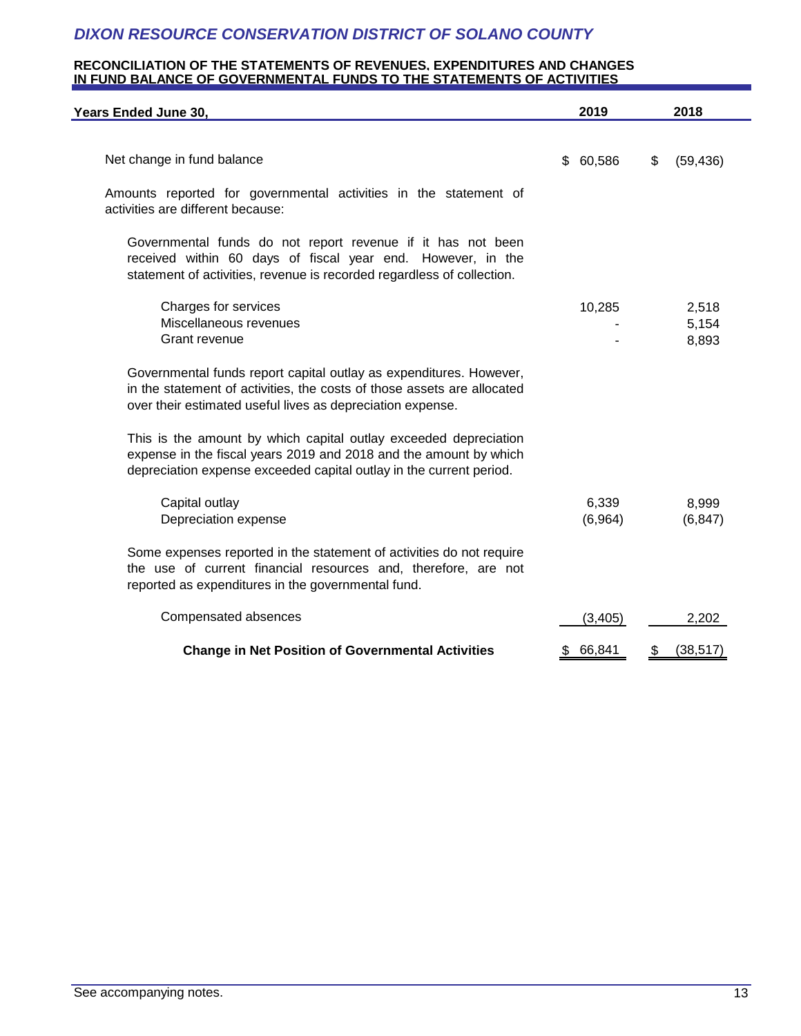# DIXON RESOURCE CONSERVATION DISTRICT OF SOLANO COUNTY

## RECONCILIATION OF THE STATEMENTS OF REVENUES, EXPENDITURES AND CHANGES IN FUND BALANCE OF GOVERNMENTAL FUNDS TO THE STATEMENTS OF ACTIVITIES

| Years Ended June 30, | 2019 | 2018 |
|---|---|---|
| Net change in fund balance | $ 60,586 | $ (59,436) |
| Amounts reported for governmental activities in the statement of activities are different because: | | |
| Governmental funds do not report revenue if it has not been received within 60 days of fiscal year end. However, in the statement of activities, revenue is recorded regardless of collection. | | |
| Charges for services | 10,285 | 2,518 |
| Miscellaneous revenues | - | 5,154 |
| Grant revenue | - | 8,893 |
| Governmental funds report capital outlay as expenditures. However, in the statement of activities, the costs of those assets are allocated over their estimated useful lives as depreciation expense. | | |
| This is the amount by which capital outlay exceeded depreciation expense in the fiscal years 2019 and 2018 and the amount by which depreciation expense exceeded capital outlay in the current period. | | |
| Capital outlay | 6,339 | 8,999 |
| Depreciation expense | (6,964) | (6,847) |
| Some expenses reported in the statement of activities do not require the use of current financial resources and, therefore, are not reported as expenditures in the governmental fund. | | |
| Compensated absences | (3,405) | 2,202 |
| **Change in Net Position of Governmental Activities** | $ 66,841 | $ (38,517) |

See accompanying notes.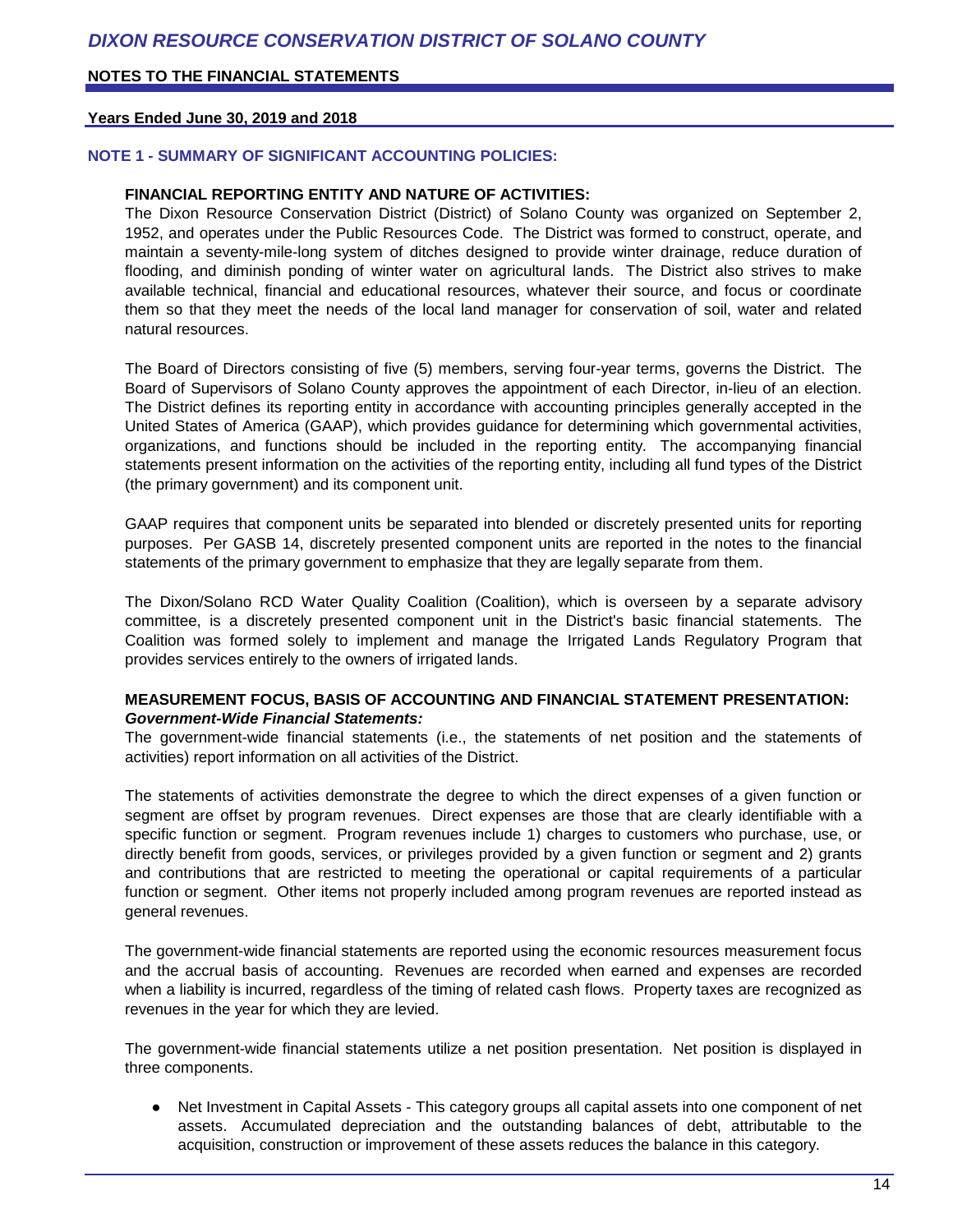## NOTE 1 - SUMMARY OF SIGNIFICANT ACCOUNTING POLICIES:

### FINANCIAL REPORTING ENTITY AND NATURE OF ACTIVITIES:

The Dixon Resource Conservation District (District) of Solano County was organized on September 2, 1952, and operates under the Public Resources Code. The District was formed to construct, operate, and maintain a seventy-mile-long system of ditches designed to provide winter drainage, reduce duration of flooding, and diminish ponding of winter water on agricultural lands. The District also strives to make available technical, financial and educational resources, whatever their source, and focus or coordinate them so that they meet the needs of the local land manager for conservation of soil, water and related natural resources.

The Board of Directors consisting of five (5) members, serving four-year terms, governs the District. The Board of Supervisors of Solano County approves the appointment of each Director, in-lieu of an election. The District defines its reporting entity in accordance with accounting principles generally accepted in the United States of America (GAAP), which provides guidance for determining which governmental activities, organizations, and functions should be included in the reporting entity. The accompanying financial statements present information on the activities of the reporting entity, including all fund types of the District (the primary government) and its component unit.

GAAP requires that component units be separated into blended or discretely presented units for reporting purposes. Per GASB 14, discretely presented component units are reported in the notes to the financial statements of the primary government to emphasize that they are legally separate from them.

The Dixon/Solano RCD Water Quality Coalition (Coalition), which is overseen by a separate advisory committee, is a discretely presented component unit in the District's basic financial statements. The Coalition was formed solely to implement and manage the Irrigated Lands Regulatory Program that provides services entirely to the owners of irrigated lands.

### MEASUREMENT FOCUS, BASIS OF ACCOUNTING AND FINANCIAL STATEMENT PRESENTATION:

***Government-Wide Financial Statements:***

The government-wide financial statements (i.e., the statements of net position and the statements of activities) report information on all activities of the District.

The statements of activities demonstrate the degree to which the direct expenses of a given function or segment are offset by program revenues. Direct expenses are those that are clearly identifiable with a specific function or segment. Program revenues include 1) charges to customers who purchase, use, or directly benefit from goods, services, or privileges provided by a given function or segment and 2) grants and contributions that are restricted to meeting the operational or capital requirements of a particular function or segment. Other items not properly included among program revenues are reported instead as general revenues.

The government-wide financial statements are reported using the economic resources measurement focus and the accrual basis of accounting. Revenues are recorded when earned and expenses are recorded when a liability is incurred, regardless of the timing of related cash flows. Property taxes are recognized as revenues in the year for which they are levied.

The government-wide financial statements utilize a net position presentation. Net position is displayed in three components.

- Net Investment in Capital Assets - This category groups all capital assets into one component of net assets. Accumulated depreciation and the outstanding balances of debt, attributable to the acquisition, construction or improvement of these assets reduces the balance in this category.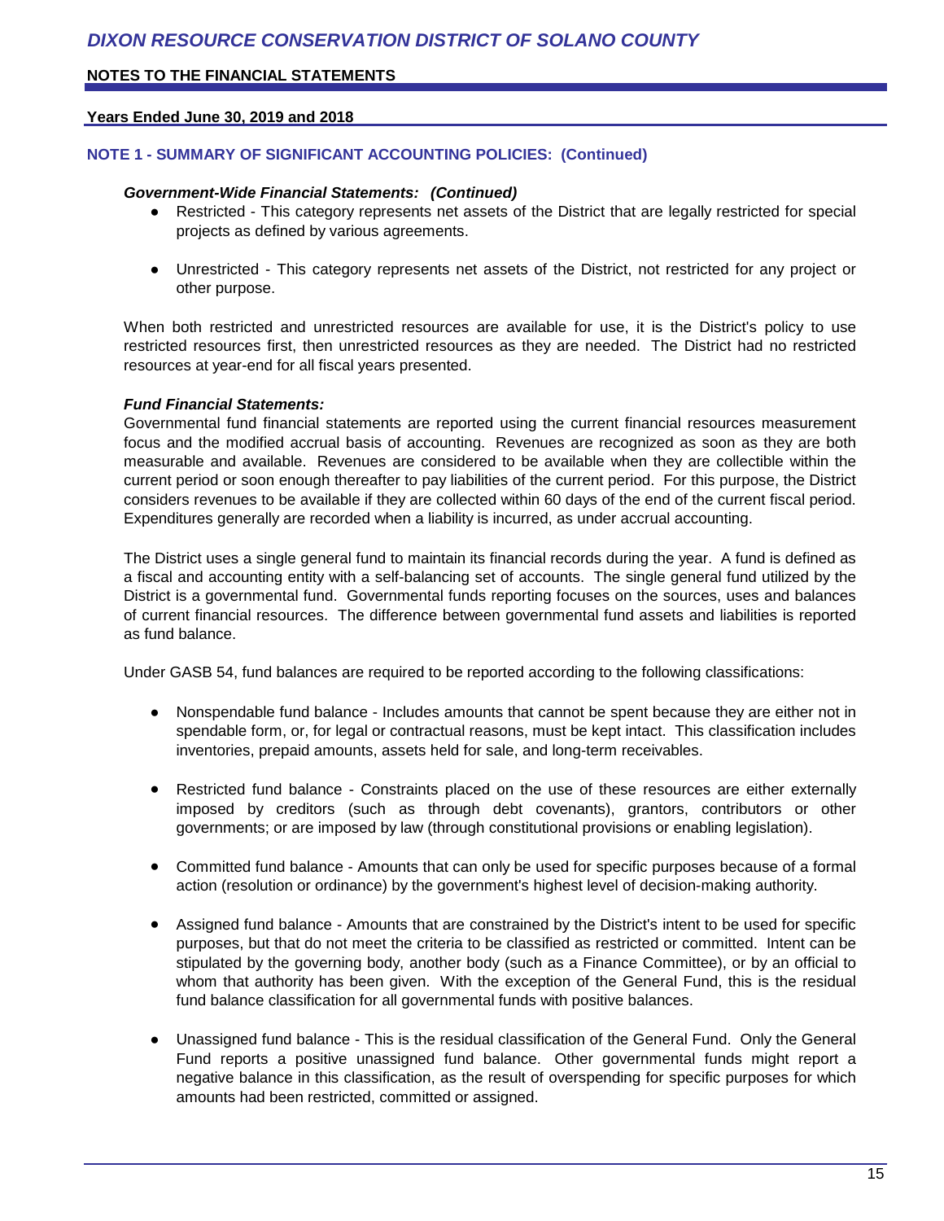## NOTE 1 - SUMMARY OF SIGNIFICANT ACCOUNTING POLICIES: (Continued)

***Government-Wide Financial Statements: (Continued)***

- Restricted - This category represents net assets of the District that are legally restricted for special projects as defined by various agreements.
- Unrestricted - This category represents net assets of the District, not restricted for any project or other purpose.

When both restricted and unrestricted resources are available for use, it is the District's policy to use restricted resources first, then unrestricted resources as they are needed. The District had no restricted resources at year-end for all fiscal years presented.

***Fund Financial Statements:***

Governmental fund financial statements are reported using the current financial resources measurement focus and the modified accrual basis of accounting. Revenues are recognized as soon as they are both measurable and available. Revenues are considered to be available when they are collectible within the current period or soon enough thereafter to pay liabilities of the current period. For this purpose, the District considers revenues to be available if they are collected within 60 days of the end of the current fiscal period. Expenditures generally are recorded when a liability is incurred, as under accrual accounting.

The District uses a single general fund to maintain its financial records during the year. A fund is defined as a fiscal and accounting entity with a self-balancing set of accounts. The single general fund utilized by the District is a governmental fund. Governmental funds reporting focuses on the sources, uses and balances of current financial resources. The difference between governmental fund assets and liabilities is reported as fund balance.

Under GASB 54, fund balances are required to be reported according to the following classifications:

- Nonspendable fund balance - Includes amounts that cannot be spent because they are either not in spendable form, or, for legal or contractual reasons, must be kept intact. This classification includes inventories, prepaid amounts, assets held for sale, and long-term receivables.
- Restricted fund balance - Constraints placed on the use of these resources are either externally imposed by creditors (such as through debt covenants), grantors, contributors or other governments; or are imposed by law (through constitutional provisions or enabling legislation).
- Committed fund balance - Amounts that can only be used for specific purposes because of a formal action (resolution or ordinance) by the government's highest level of decision-making authority.
- Assigned fund balance - Amounts that are constrained by the District's intent to be used for specific purposes, but that do not meet the criteria to be classified as restricted or committed. Intent can be stipulated by the governing body, another body (such as a Finance Committee), or by an official to whom that authority has been given. With the exception of the General Fund, this is the residual fund balance classification for all governmental funds with positive balances.
- Unassigned fund balance - This is the residual classification of the General Fund. Only the General Fund reports a positive unassigned fund balance. Other governmental funds might report a negative balance in this classification, as the result of overspending for specific purposes for which amounts had been restricted, committed or assigned.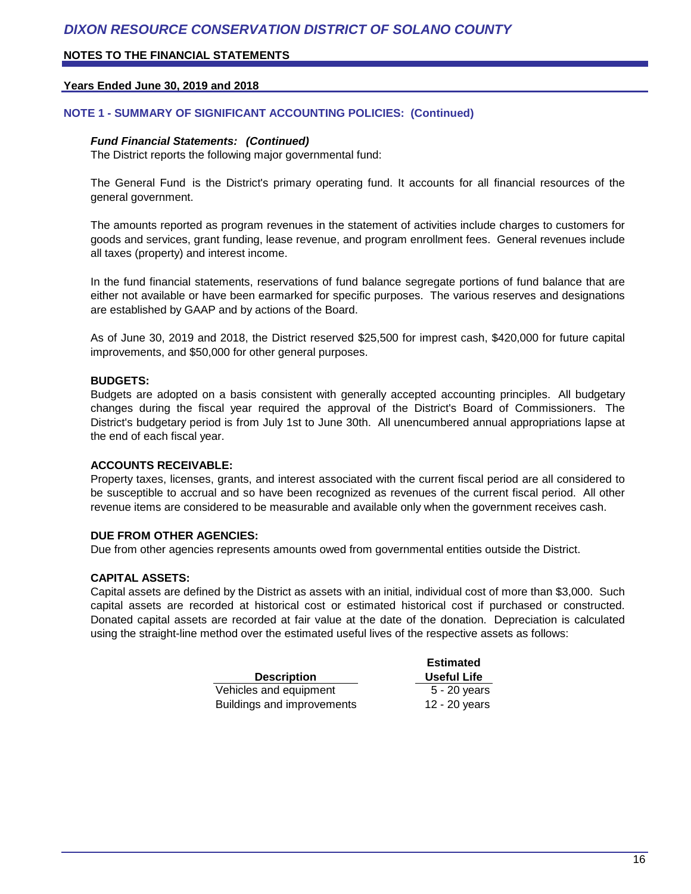## NOTE 1 - SUMMARY OF SIGNIFICANT ACCOUNTING POLICIES: (Continued)

***Fund Financial Statements: (Continued)***

The District reports the following major governmental fund:

The General Fund is the District's primary operating fund. It accounts for all financial resources of the general government.

The amounts reported as program revenues in the statement of activities include charges to customers for goods and services, grant funding, lease revenue, and program enrollment fees. General revenues include all taxes (property) and interest income.

In the fund financial statements, reservations of fund balance segregate portions of fund balance that are either not available or have been earmarked for specific purposes. The various reserves and designations are established by GAAP and by actions of the Board.

As of June 30, 2019 and 2018, the District reserved $25,500 for imprest cash, $420,000 for future capital improvements, and $50,000 for other general purposes.

### BUDGETS:

Budgets are adopted on a basis consistent with generally accepted accounting principles. All budgetary changes during the fiscal year required the approval of the District's Board of Commissioners. The District's budgetary period is from July 1st to June 30th. All unencumbered annual appropriations lapse at the end of each fiscal year.

### ACCOUNTS RECEIVABLE:

Property taxes, licenses, grants, and interest associated with the current fiscal period are all considered to be susceptible to accrual and so have been recognized as revenues of the current fiscal period. All other revenue items are considered to be measurable and available only when the government receives cash.

### DUE FROM OTHER AGENCIES:

Due from other agencies represents amounts owed from governmental entities outside the District.

### CAPITAL ASSETS:

Capital assets are defined by the District as assets with an initial, individual cost of more than $3,000. Such capital assets are recorded at historical cost or estimated historical cost if purchased or constructed. Donated capital assets are recorded at fair value at the date of the donation. Depreciation is calculated using the straight-line method over the estimated useful lives of the respective assets as follows:

| Description | Estimated Useful Life |
|---|---|
| Vehicles and equipment | 5 - 20 years |
| Buildings and improvements | 12 - 20 years |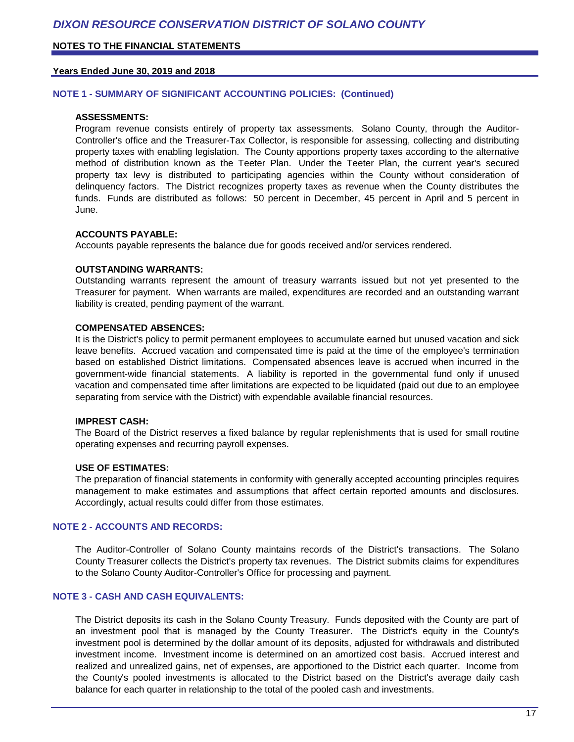### NOTE 1 - SUMMARY OF SIGNIFICANT ACCOUNTING POLICIES: (Continued)

**ASSESSMENTS:**

Program revenue consists entirely of property tax assessments. Solano County, through the Auditor-Controller's office and the Treasurer-Tax Collector, is responsible for assessing, collecting and distributing property taxes with enabling legislation. The County apportions property taxes according to the alternative method of distribution known as the Teeter Plan. Under the Teeter Plan, the current year's secured property tax levy is distributed to participating agencies within the County without consideration of delinquency factors. The District recognizes property taxes as revenue when the County distributes the funds. Funds are distributed as follows: 50 percent in December, 45 percent in April and 5 percent in June.

**ACCOUNTS PAYABLE:**

Accounts payable represents the balance due for goods received and/or services rendered.

**OUTSTANDING WARRANTS:**

Outstanding warrants represent the amount of treasury warrants issued but not yet presented to the Treasurer for payment. When warrants are mailed, expenditures are recorded and an outstanding warrant liability is created, pending payment of the warrant.

**COMPENSATED ABSENCES:**

It is the District's policy to permit permanent employees to accumulate earned but unused vacation and sick leave benefits. Accrued vacation and compensated time is paid at the time of the employee's termination based on established District limitations. Compensated absences leave is accrued when incurred in the government-wide financial statements. A liability is reported in the governmental fund only if unused vacation and compensated time after limitations are expected to be liquidated (paid out due to an employee separating from service with the District) with expendable available financial resources.

**IMPREST CASH:**

The Board of the District reserves a fixed balance by regular replenishments that is used for small routine operating expenses and recurring payroll expenses.

**USE OF ESTIMATES:**

The preparation of financial statements in conformity with generally accepted accounting principles requires management to make estimates and assumptions that affect certain reported amounts and disclosures. Accordingly, actual results could differ from those estimates.

### NOTE 2 - ACCOUNTS AND RECORDS:

The Auditor-Controller of Solano County maintains records of the District's transactions. The Solano County Treasurer collects the District's property tax revenues. The District submits claims for expenditures to the Solano County Auditor-Controller's Office for processing and payment.

### NOTE 3 - CASH AND CASH EQUIVALENTS:

The District deposits its cash in the Solano County Treasury. Funds deposited with the County are part of an investment pool that is managed by the County Treasurer. The District's equity in the County's investment pool is determined by the dollar amount of its deposits, adjusted for withdrawals and distributed investment income. Investment income is determined on an amortized cost basis. Accrued interest and realized and unrealized gains, net of expenses, are apportioned to the District each quarter. Income from the County's pooled investments is allocated to the District based on the District's average daily cash balance for each quarter in relationship to the total of the pooled cash and investments.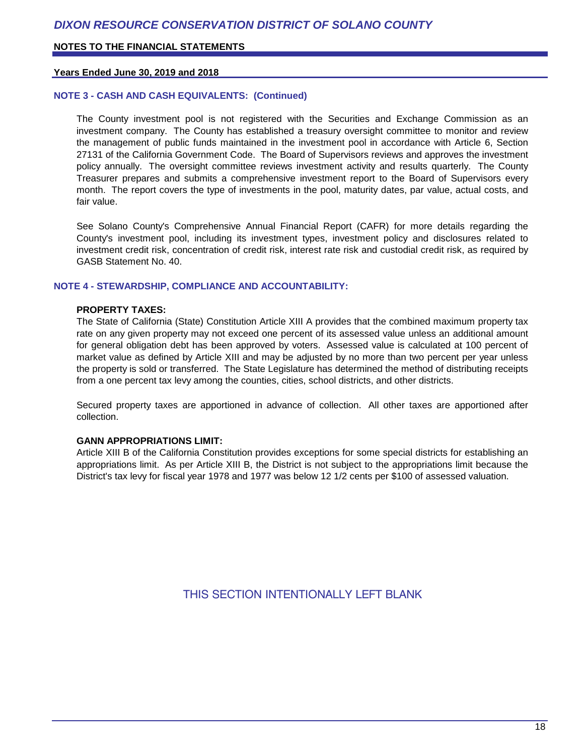## NOTE 3 - CASH AND CASH EQUIVALENTS: (Continued)

The County investment pool is not registered with the Securities and Exchange Commission as an investment company. The County has established a treasury oversight committee to monitor and review the management of public funds maintained in the investment pool in accordance with Article 6, Section 27131 of the California Government Code. The Board of Supervisors reviews and approves the investment policy annually. The oversight committee reviews investment activity and results quarterly. The County Treasurer prepares and submits a comprehensive investment report to the Board of Supervisors every month. The report covers the type of investments in the pool, maturity dates, par value, actual costs, and fair value.

See Solano County's Comprehensive Annual Financial Report (CAFR) for more details regarding the County's investment pool, including its investment types, investment policy and disclosures related to investment credit risk, concentration of credit risk, interest rate risk and custodial credit risk, as required by GASB Statement No. 40.

## NOTE 4 - STEWARDSHIP, COMPLIANCE AND ACCOUNTABILITY:

**PROPERTY TAXES:**

The State of California (State) Constitution Article XIII A provides that the combined maximum property tax rate on any given property may not exceed one percent of its assessed value unless an additional amount for general obligation debt has been approved by voters. Assessed value is calculated at 100 percent of market value as defined by Article XIII and may be adjusted by no more than two percent per year unless the property is sold or transferred. The State Legislature has determined the method of distributing receipts from a one percent tax levy among the counties, cities, school districts, and other districts.

Secured property taxes are apportioned in advance of collection. All other taxes are apportioned after collection.

**GANN APPROPRIATIONS LIMIT:**

Article XIII B of the California Constitution provides exceptions for some special districts for establishing an appropriations limit. As per Article XIII B, the District is not subject to the appropriations limit because the District's tax levy for fiscal year 1978 and 1977 was below 12 1/2 cents per $100 of assessed valuation.

THIS SECTION INTENTIONALLY LEFT BLANK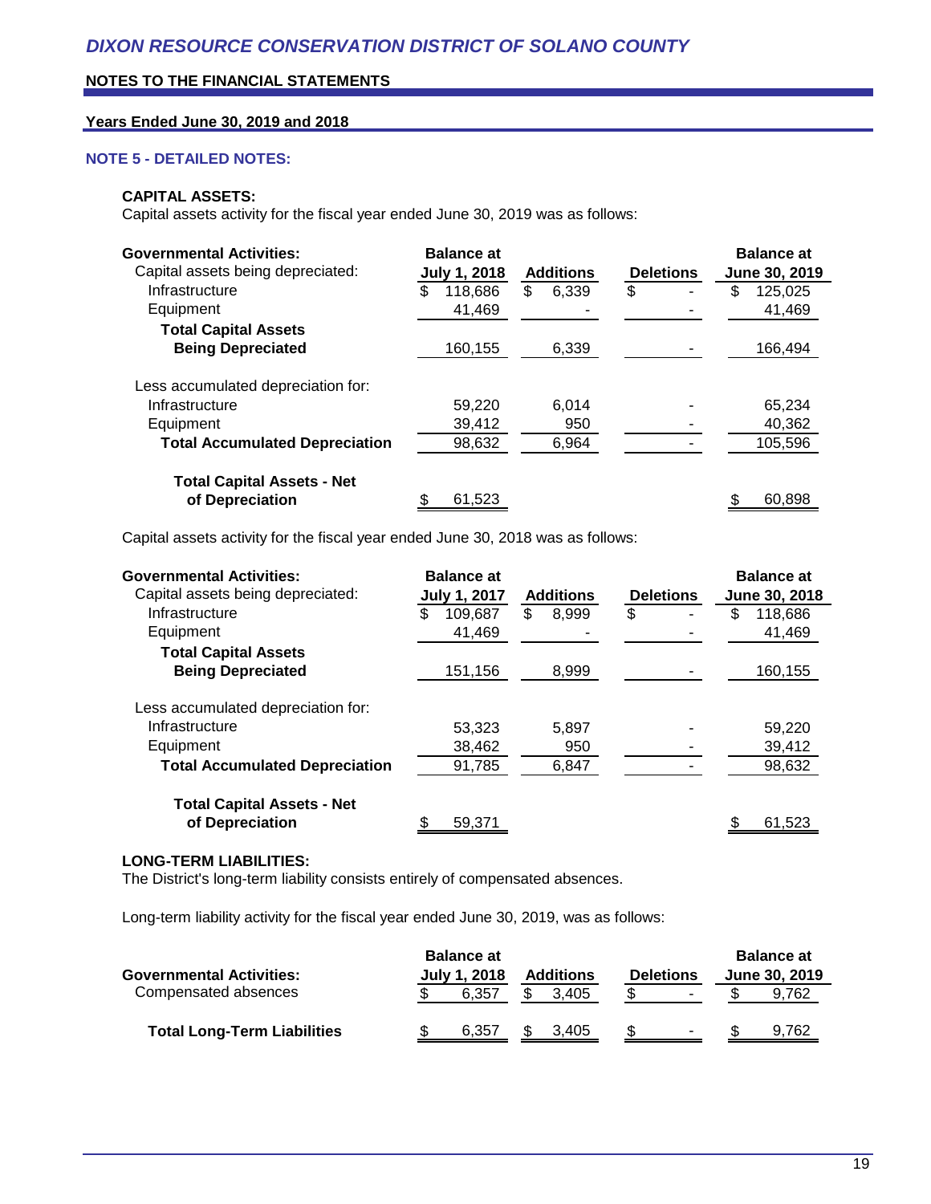# DIXON RESOURCE CONSERVATION DISTRICT OF SOLANO COUNTY

## NOTES TO THE FINANCIAL STATEMENTS

### Years Ended June 30, 2019 and 2018

### NOTE 5 - DETAILED NOTES:

**CAPITAL ASSETS:**

Capital assets activity for the fiscal year ended June 30, 2019 was as follows:

| Governmental Activities: | Balance at July 1, 2018 | Additions | Deletions | Balance at June 30, 2019 |
|---|---|---|---|---|
| Capital assets being depreciated: | | | | |
| Infrastructure | $ 118,686 | $ 6,339 | $ - | $ 125,025 |
| Equipment | 41,469 | - | - | 41,469 |
| **Total Capital Assets Being Depreciated** | 160,155 | 6,339 | - | 166,494 |
| Less accumulated depreciation for: | | | | |
| Infrastructure | 59,220 | 6,014 | - | 65,234 |
| Equipment | 39,412 | 950 | - | 40,362 |
| **Total Accumulated Depreciation** | 98,632 | 6,964 | - | 105,596 |
| **Total Capital Assets - Net of Depreciation** | $ 61,523 | | | $ 60,898 |

Capital assets activity for the fiscal year ended June 30, 2018 was as follows:

| Governmental Activities: | Balance at July 1, 2017 | Additions | Deletions | Balance at June 30, 2018 |
|---|---|---|---|---|
| Capital assets being depreciated: | | | | |
| Infrastructure | $ 109,687 | $ 8,999 | $ - | $ 118,686 |
| Equipment | 41,469 | - | - | 41,469 |
| **Total Capital Assets Being Depreciated** | 151,156 | 8,999 | - | 160,155 |
| Less accumulated depreciation for: | | | | |
| Infrastructure | 53,323 | 5,897 | - | 59,220 |
| Equipment | 38,462 | 950 | - | 39,412 |
| **Total Accumulated Depreciation** | 91,785 | 6,847 | - | 98,632 |
| **Total Capital Assets - Net of Depreciation** | $ 59,371 | | | $ 61,523 |

**LONG-TERM LIABILITIES:**

The District's long-term liability consists entirely of compensated absences.

Long-term liability activity for the fiscal year ended June 30, 2019, was as follows:

| Governmental Activities: | Balance at July 1, 2018 | Additions | Deletions | Balance at June 30, 2019 |
|---|---|---|---|---|
| Compensated absences | $ 6,357 | $ 3,405 | $ - | $ 9,762 |
| **Total Long-Term Liabilities** | $ 6,357 | $ 3,405 | $ - | $ 9,762 |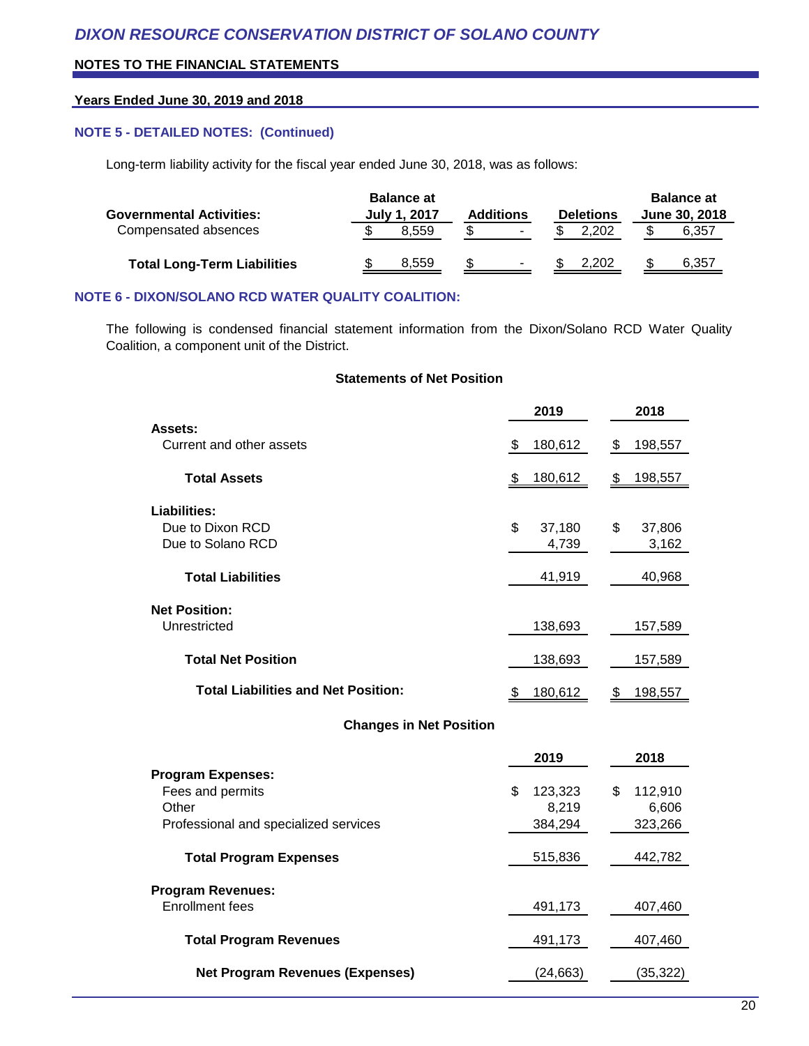# DIXON RESOURCE CONSERVATION DISTRICT OF SOLANO COUNTY

## NOTES TO THE FINANCIAL STATEMENTS

### Years Ended June 30, 2019 and 2018

### NOTE 5 - DETAILED NOTES: (Continued)

Long-term liability activity for the fiscal year ended June 30, 2018, was as follows:

| Governmental Activities: | Balance at July 1, 2017 | Additions | Deletions | Balance at June 30, 2018 |
|---|---|---|---|---|
| Compensated absences | $ 8,559 | $ - | $ 2,202 | $ 6,357 |
| **Total Long-Term Liabilities** | $ 8,559 | $ - | $ 2,202 | $ 6,357 |

### NOTE 6 - DIXON/SOLANO RCD WATER QUALITY COALITION:

The following is condensed financial statement information from the Dixon/Solano RCD Water Quality Coalition, a component unit of the District.

**Statements of Net Position**

| | 2019 | 2018 |
|---|---|---|
| **Assets:** | | |
| Current and other assets | $ 180,612 | $ 198,557 |
| **Total Assets** | $ 180,612 | $ 198,557 |
| **Liabilities:** | | |
| Due to Dixon RCD | $ 37,180 | $ 37,806 |
| Due to Solano RCD | 4,739 | 3,162 |
| **Total Liabilities** | 41,919 | 40,968 |
| **Net Position:** | | |
| Unrestricted | 138,693 | 157,589 |
| **Total Net Position** | 138,693 | 157,589 |
| **Total Liabilities and Net Position:** | $ 180,612 | $ 198,557 |

**Changes in Net Position**

| | 2019 | 2018 |
|---|---|---|
| **Program Expenses:** | | |
| Fees and permits | $ 123,323 | $ 112,910 |
| Other | 8,219 | 6,606 |
| Professional and specialized services | 384,294 | 323,266 |
| **Total Program Expenses** | 515,836 | 442,782 |
| **Program Revenues:** | | |
| Enrollment fees | 491,173 | 407,460 |
| **Total Program Revenues** | 491,173 | 407,460 |
| **Net Program Revenues (Expenses)** | (24,663) | (35,322) |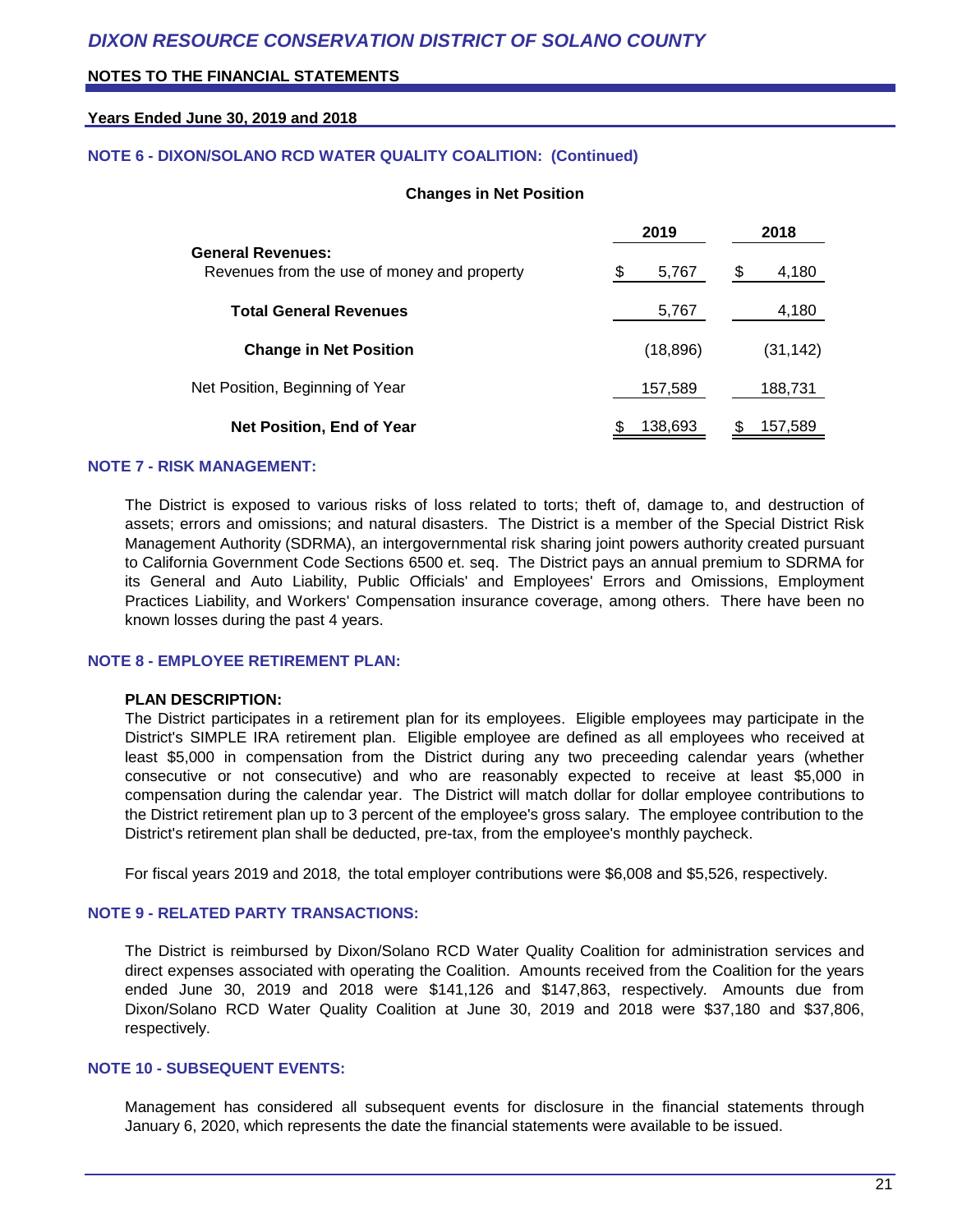## NOTE 6 - DIXON/SOLANO RCD WATER QUALITY COALITION: (Continued)

**Changes in Net Position**

| | 2019 | 2018 |
|---|---|---|
| **General Revenues:** | | |
| Revenues from the use of money and property | $ 5,767 | $ 4,180 |
| **Total General Revenues** | 5,767 | 4,180 |
| **Change in Net Position** | (18,896) | (31,142) |
| Net Position, Beginning of Year | 157,589 | 188,731 |
| **Net Position, End of Year** | $ 138,693 | $ 157,589 |

## NOTE 7 - RISK MANAGEMENT:

The District is exposed to various risks of loss related to torts; theft of, damage to, and destruction of assets; errors and omissions; and natural disasters. The District is a member of the Special District Risk Management Authority (SDRMA), an intergovernmental risk sharing joint powers authority created pursuant to California Government Code Sections 6500 et. seq. The District pays an annual premium to SDRMA for its General and Auto Liability, Public Officials' and Employees' Errors and Omissions, Employment Practices Liability, and Workers' Compensation insurance coverage, among others. There have been no known losses during the past 4 years.

## NOTE 8 - EMPLOYEE RETIREMENT PLAN:

**PLAN DESCRIPTION:**
The District participates in a retirement plan for its employees. Eligible employees may participate in the District's SIMPLE IRA retirement plan. Eligible employee are defined as all employees who received at least $5,000 in compensation from the District during any two preceeding calendar years (whether consecutive or not consecutive) and who are reasonably expected to receive at least $5,000 in compensation during the calendar year. The District will match dollar for dollar employee contributions to the District retirement plan up to 3 percent of the employee's gross salary. The employee contribution to the District's retirement plan shall be deducted, pre-tax, from the employee's monthly paycheck.

For fiscal years 2019 and 2018*,* the total employer contributions were $6,008 and $5,526, respectively.

## NOTE 9 - RELATED PARTY TRANSACTIONS:

The District is reimbursed by Dixon/Solano RCD Water Quality Coalition for administration services and direct expenses associated with operating the Coalition. Amounts received from the Coalition for the years ended June 30, 2019 and 2018 were $141,126 and $147,863, respectively. Amounts due from Dixon/Solano RCD Water Quality Coalition at June 30, 2019 and 2018 were $37,180 and $37,806, respectively.

## NOTE 10 - SUBSEQUENT EVENTS:

Management has considered all subsequent events for disclosure in the financial statements through January 6, 2020, which represents the date the financial statements were available to be issued.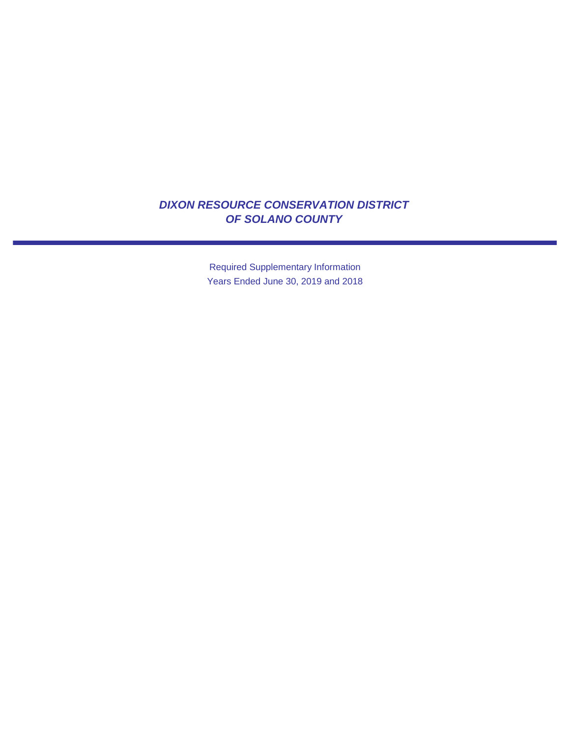# *DIXON RESOURCE CONSERVATION DISTRICT OF SOLANO COUNTY*

Required Supplementary Information

Years Ended June 30, 2019 and 2018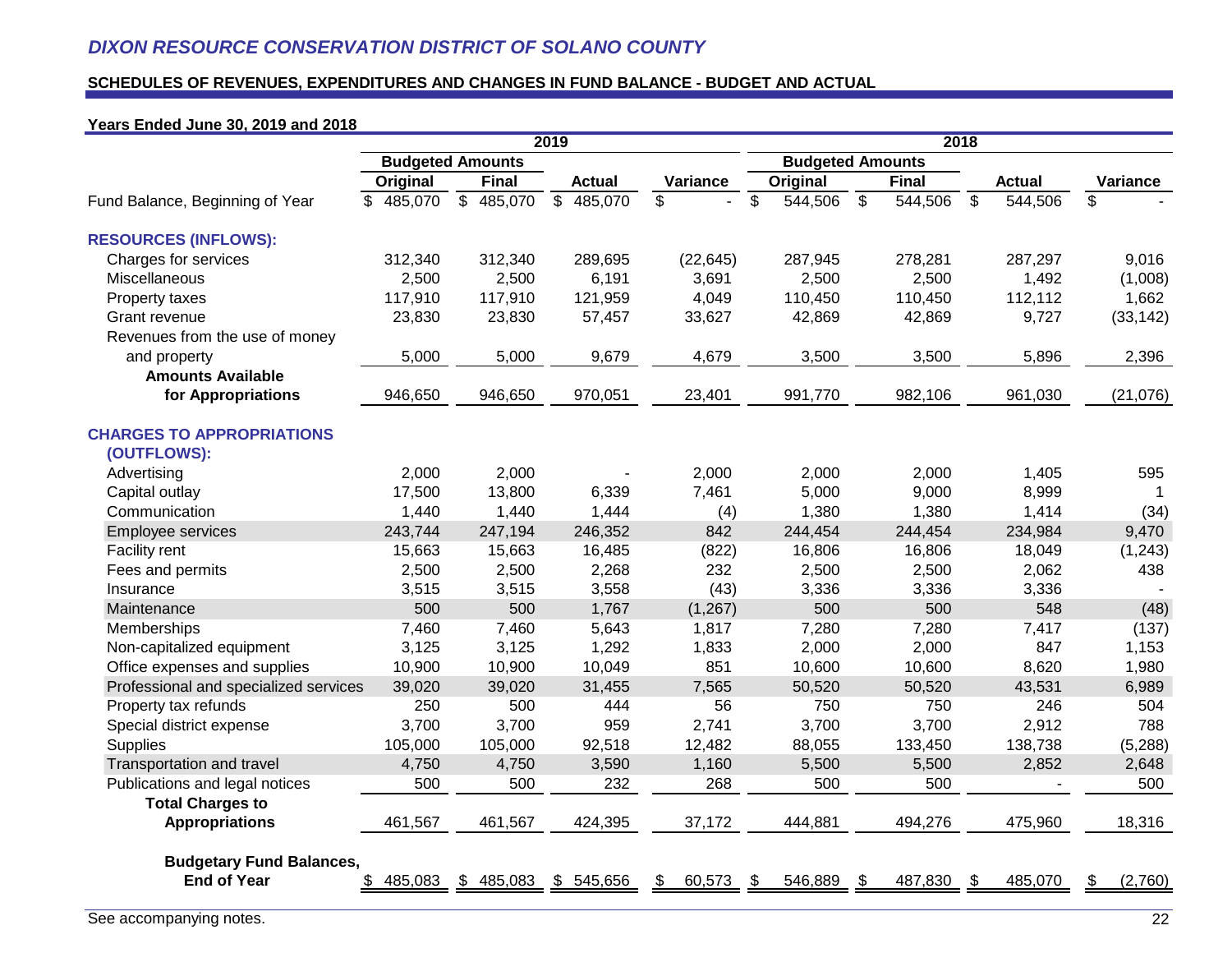# DIXON RESOURCE CONSERVATION DISTRICT OF SOLANO COUNTY

## SCHEDULES OF REVENUES, EXPENDITURES AND CHANGES IN FUND BALANCE - BUDGET AND ACTUAL

**Years Ended June 30, 2019 and 2018**

| | 2019 | | | | 2018 | | | |
|---|---|---|---|---|---|---|---|---|
| | Budgeted Amounts | | | | Budgeted Amounts | | | |
| | Original | Final | Actual | Variance | Original | Final | Actual | Variance |
| Fund Balance, Beginning of Year | $ 485,070 | $ 485,070 | $ 485,070 | $ - | $ 544,506 | $ 544,506 | $ 544,506 | $ - |
| **RESOURCES (INFLOWS):** | | | | | | | | |
| Charges for services | 312,340 | 312,340 | 289,695 | (22,645) | 287,945 | 278,281 | 287,297 | 9,016 |
| Miscellaneous | 2,500 | 2,500 | 6,191 | 3,691 | 2,500 | 2,500 | 1,492 | (1,008) |
| Property taxes | 117,910 | 117,910 | 121,959 | 4,049 | 110,450 | 110,450 | 112,112 | 1,662 |
| Grant revenue | 23,830 | 23,830 | 57,457 | 33,627 | 42,869 | 42,869 | 9,727 | (33,142) |
| Revenues from the use of money and property | 5,000 | 5,000 | 9,679 | 4,679 | 3,500 | 3,500 | 5,896 | 2,396 |
| **Amounts Available for Appropriations** | 946,650 | 946,650 | 970,051 | 23,401 | 991,770 | 982,106 | 961,030 | (21,076) |
| **CHARGES TO APPROPRIATIONS (OUTFLOWS):** | | | | | | | | |
| Advertising | 2,000 | 2,000 | - | 2,000 | 2,000 | 2,000 | 1,405 | 595 |
| Capital outlay | 17,500 | 13,800 | 6,339 | 7,461 | 5,000 | 9,000 | 8,999 | 1 |
| Communication | 1,440 | 1,440 | 1,444 | (4) | 1,380 | 1,380 | 1,414 | (34) |
| Employee services | 243,744 | 247,194 | 246,352 | 842 | 244,454 | 244,454 | 234,984 | 9,470 |
| Facility rent | 15,663 | 15,663 | 16,485 | (822) | 16,806 | 16,806 | 18,049 | (1,243) |
| Fees and permits | 2,500 | 2,500 | 2,268 | 232 | 2,500 | 2,500 | 2,062 | 438 |
| Insurance | 3,515 | 3,515 | 3,558 | (43) | 3,336 | 3,336 | 3,336 | - |
| Maintenance | 500 | 500 | 1,767 | (1,267) | 500 | 500 | 548 | (48) |
| Memberships | 7,460 | 7,460 | 5,643 | 1,817 | 7,280 | 7,280 | 7,417 | (137) |
| Non-capitalized equipment | 3,125 | 3,125 | 1,292 | 1,833 | 2,000 | 2,000 | 847 | 1,153 |
| Office expenses and supplies | 10,900 | 10,900 | 10,049 | 851 | 10,600 | 10,600 | 8,620 | 1,980 |
| Professional and specialized services | 39,020 | 39,020 | 31,455 | 7,565 | 50,520 | 50,520 | 43,531 | 6,989 |
| Property tax refunds | 250 | 500 | 444 | 56 | 750 | 750 | 246 | 504 |
| Special district expense | 3,700 | 3,700 | 959 | 2,741 | 3,700 | 3,700 | 2,912 | 788 |
| Supplies | 105,000 | 105,000 | 92,518 | 12,482 | 88,055 | 133,450 | 138,738 | (5,288) |
| Transportation and travel | 4,750 | 4,750 | 3,590 | 1,160 | 5,500 | 5,500 | 2,852 | 2,648 |
| Publications and legal notices | 500 | 500 | 232 | 268 | 500 | 500 | - | 500 |
| **Total Charges to Appropriations** | 461,567 | 461,567 | 424,395 | 37,172 | 444,881 | 494,276 | 475,960 | 18,316 |
| **Budgetary Fund Balances, End of Year** | $ 485,083 | $ 485,083 | $ 545,656 | $ 60,573 | $ 546,889 | $ 487,830 | $ 485,070 | $ (2,760) |

See accompanying notes.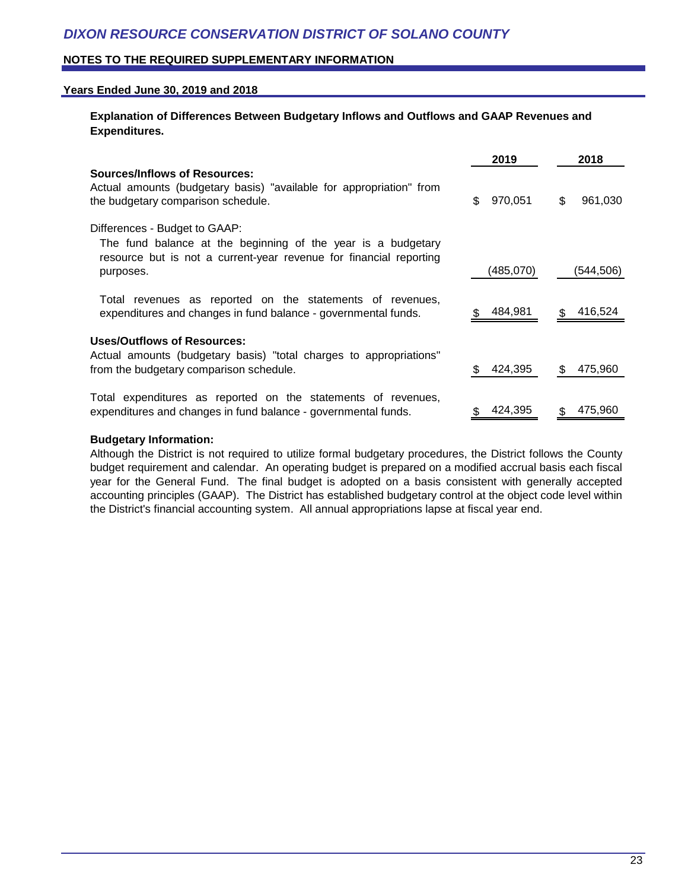# DIXON RESOURCE CONSERVATION DISTRICT OF SOLANO COUNTY

## NOTES TO THE REQUIRED SUPPLEMENTARY INFORMATION

### Years Ended June 30, 2019 and 2018

**Explanation of Differences Between Budgetary Inflows and Outflows and GAAP Revenues and Expenditures.**

| | 2019 | 2018 |
|---|---|---|
| **Sources/Inflows of Resources:** | | |
| Actual amounts (budgetary basis) "available for appropriation" from the budgetary comparison schedule. | $ 970,051 | $ 961,030 |
| Differences - Budget to GAAP: | | |
| The fund balance at the beginning of the year is a budgetary resource but is not a current-year revenue for financial reporting purposes. | (485,070) | (544,506) |
| Total revenues as reported on the statements of revenues, expenditures and changes in fund balance - governmental funds. | $ 484,981 | $ 416,524 |
| **Uses/Outflows of Resources:** | | |
| Actual amounts (budgetary basis) "total charges to appropriations" from the budgetary comparison schedule. | $ 424,395 | $ 475,960 |
| Total expenditures as reported on the statements of revenues, expenditures and changes in fund balance - governmental funds. | $ 424,395 | $ 475,960 |

**Budgetary Information:**

Although the District is not required to utilize formal budgetary procedures, the District follows the County budget requirement and calendar. An operating budget is prepared on a modified accrual basis each fiscal year for the General Fund. The final budget is adopted on a basis consistent with generally accepted accounting principles (GAAP). The District has established budgetary control at the object code level within the District's financial accounting system. All annual appropriations lapse at fiscal year end.